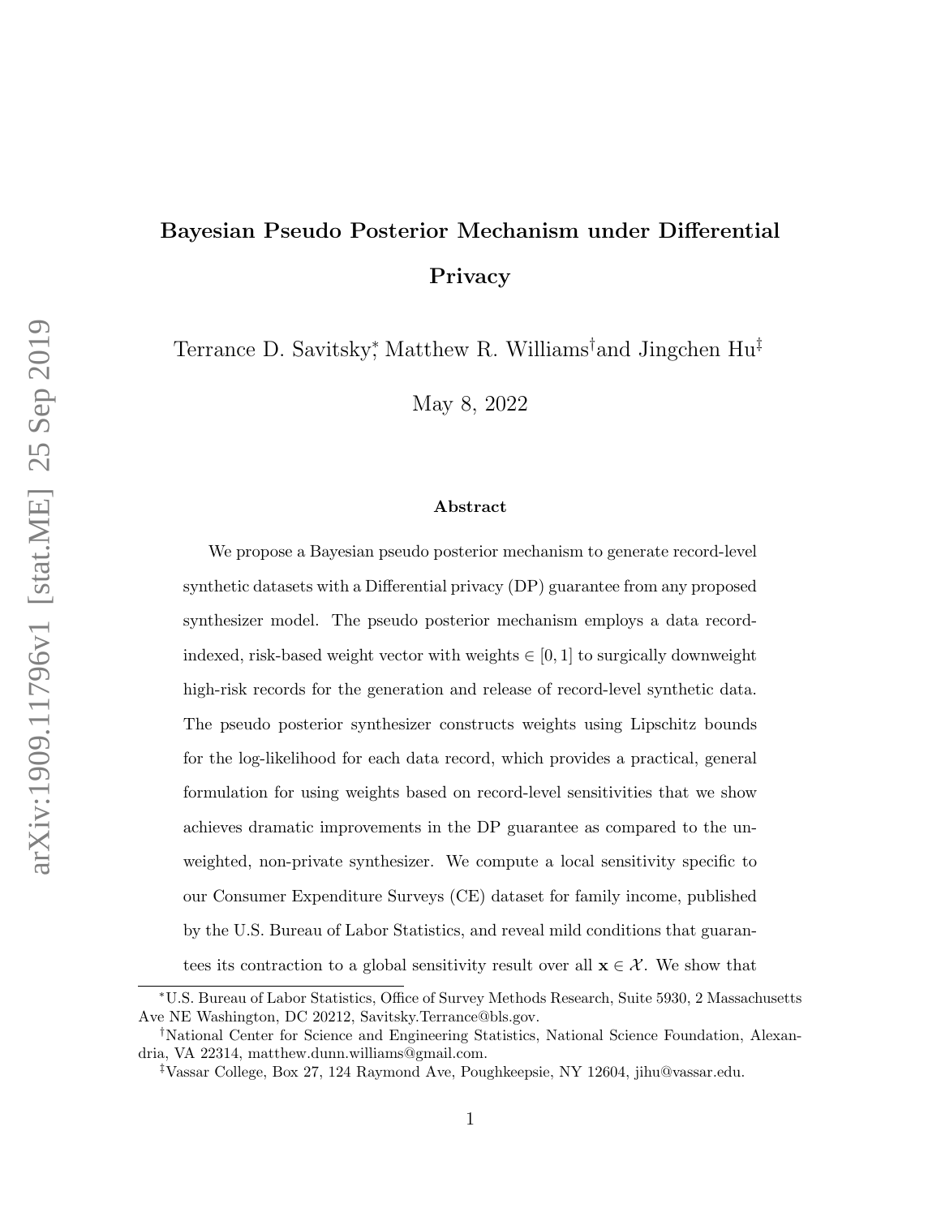# Bayesian Pseudo Posterior Mechanism under Differential Privacy

Terrance D. Savitsky[*], Matthew R. Williams[†] and Jingchen Hu[‡]

May 8, 2022

### Abstract

We propose a Bayesian pseudo posterior mechanism to generate record-level synthetic datasets with a Differential privacy (DP) guarantee from any proposed synthesizer model. The pseudo posterior mechanism employs a data record-indexed, risk-based weight vector with weights $\in [0, 1]$ to surgically downweight high-risk records for the generation and release of record-level synthetic data. The pseudo posterior synthesizer constructs weights using Lipschitz bounds for the log-likelihood for each data record, which provides a practical, general formulation for using weights based on record-level sensitivities that we show achieves dramatic improvements in the DP guarantee as compared to the unweighted, non-private synthesizer. We compute a local sensitivity specific to our Consumer Expenditure Surveys (CE) dataset for family income, published by the U.S. Bureau of Labor Statistics, and reveal mild conditions that guarantees its contraction to a global sensitivity result over all $\mathbf{x} \in \mathcal{X}$. We show that

---

[*] U.S. Bureau of Labor Statistics, Office of Survey Methods Research, Suite 5930, 2 Massachusetts Ave NE Washington, DC 20212, Savitsky.Terrance@bls.gov.

[†] National Center for Science and Engineering Statistics, National Science Foundation, Alexandria, VA 22314, matthew.dunn.williams@gmail.com.

[‡] Vassar College, Box 27, 124 Raymond Ave, Poughkeepsie, NY 12604, jihu@vassar.edu.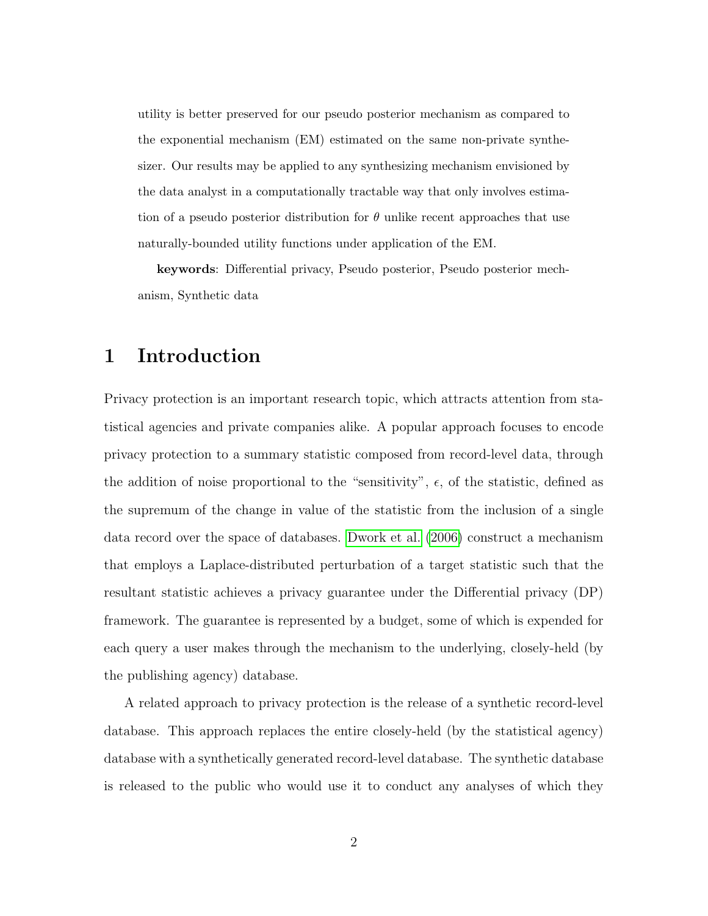utility is better preserved for our pseudo posterior mechanism as compared to the exponential mechanism (EM) estimated on the same non-private synthesizer. Our results may be applied to any synthesizing mechanism envisioned by the data analyst in a computationally tractable way that only involves estimation of a pseudo posterior distribution for $\theta$ unlike recent approaches that use naturally-bounded utility functions under application of the EM.

**keywords**: Differential privacy, Pseudo posterior, Pseudo posterior mechanism, Synthetic data

# 1 Introduction

Privacy protection is an important research topic, which attracts attention from statistical agencies and private companies alike. A popular approach focuses to encode privacy protection to a summary statistic composed from record-level data, through the addition of noise proportional to the "sensitivity", $\epsilon$, of the statistic, defined as the supremum of the change in value of the statistic from the inclusion of a single data record over the space of databases. Dwork et al. (2006) construct a mechanism that employs a Laplace-distributed perturbation of a target statistic such that the resultant statistic achieves a privacy guarantee under the Differential privacy (DP) framework. The guarantee is represented by a budget, some of which is expended for each query a user makes through the mechanism to the underlying, closely-held (by the publishing agency) database.

A related approach to privacy protection is the release of a synthetic record-level database. This approach replaces the entire closely-held (by the statistical agency) database with a synthetically generated record-level database. The synthetic database is released to the public who would use it to conduct any analyses of which they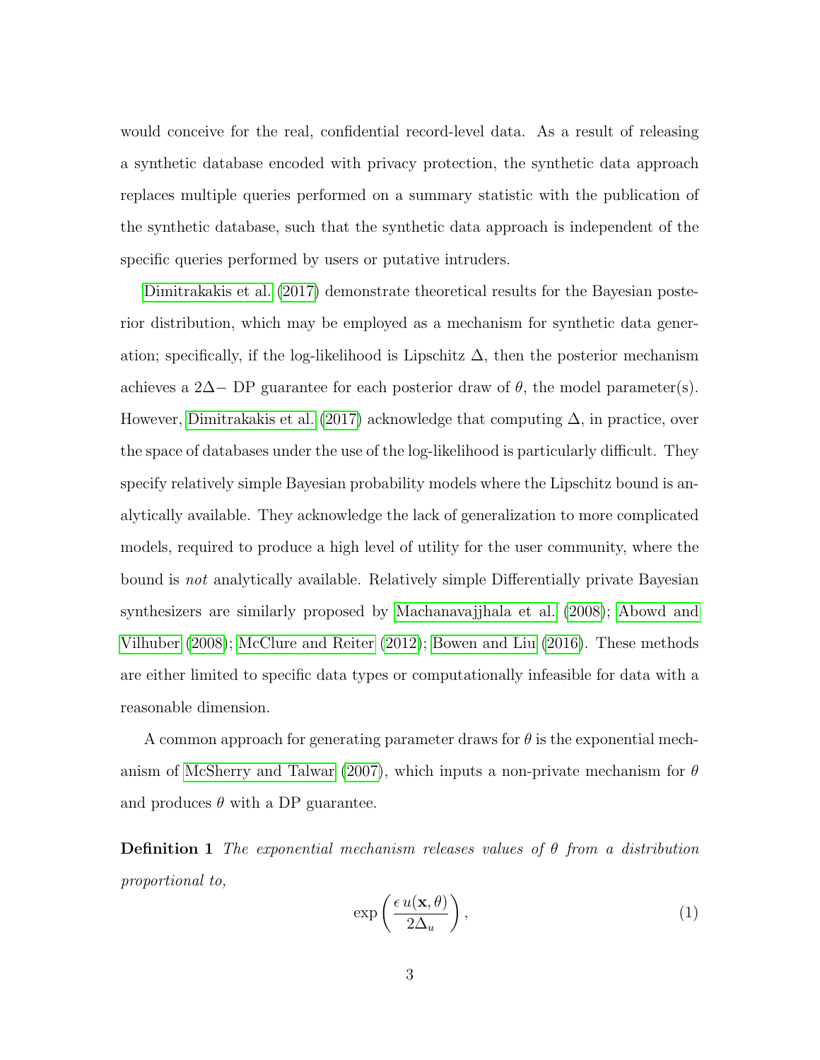would conceive for the real, confidential record-level data. As a result of releasing a synthetic database encoded with privacy protection, the synthetic data approach replaces multiple queries performed on a summary statistic with the publication of the synthetic database, such that the synthetic data approach is independent of the specific queries performed by users or putative intruders.

Dimitrakakis et al. (2017) demonstrate theoretical results for the Bayesian posterior distribution, which may be employed as a mechanism for synthetic data generation; specifically, if the log-likelihood is Lipschitz $\Delta$, then the posterior mechanism achieves a $2\Delta-$ DP guarantee for each posterior draw of $\theta$, the model parameter(s). However, Dimitrakakis et al. (2017) acknowledge that computing $\Delta$, in practice, over the space of databases under the use of the log-likelihood is particularly difficult. They specify relatively simple Bayesian probability models where the Lipschitz bound is analytically available. They acknowledge the lack of generalization to more complicated models, required to produce a high level of utility for the user community, where the bound is *not* analytically available. Relatively simple Differentially private Bayesian synthesizers are similarly proposed by Machanavajjhala et al. (2008); Abowd and Vilhuber (2008); McClure and Reiter (2012); Bowen and Liu (2016). These methods are either limited to specific data types or computationally infeasible for data with a reasonable dimension.

A common approach for generating parameter draws for $\theta$ is the exponential mechanism of McSherry and Talwar (2007), which inputs a non-private mechanism for $\theta$ and produces $\theta$ with a DP guarantee.

**Definition 1** *The exponential mechanism releases values of $\theta$ from a distribution proportional to,*

$$\exp\left(\frac{\epsilon\, u(\mathbf{x}, \theta)}{2\Delta_u}\right), \tag{1}$$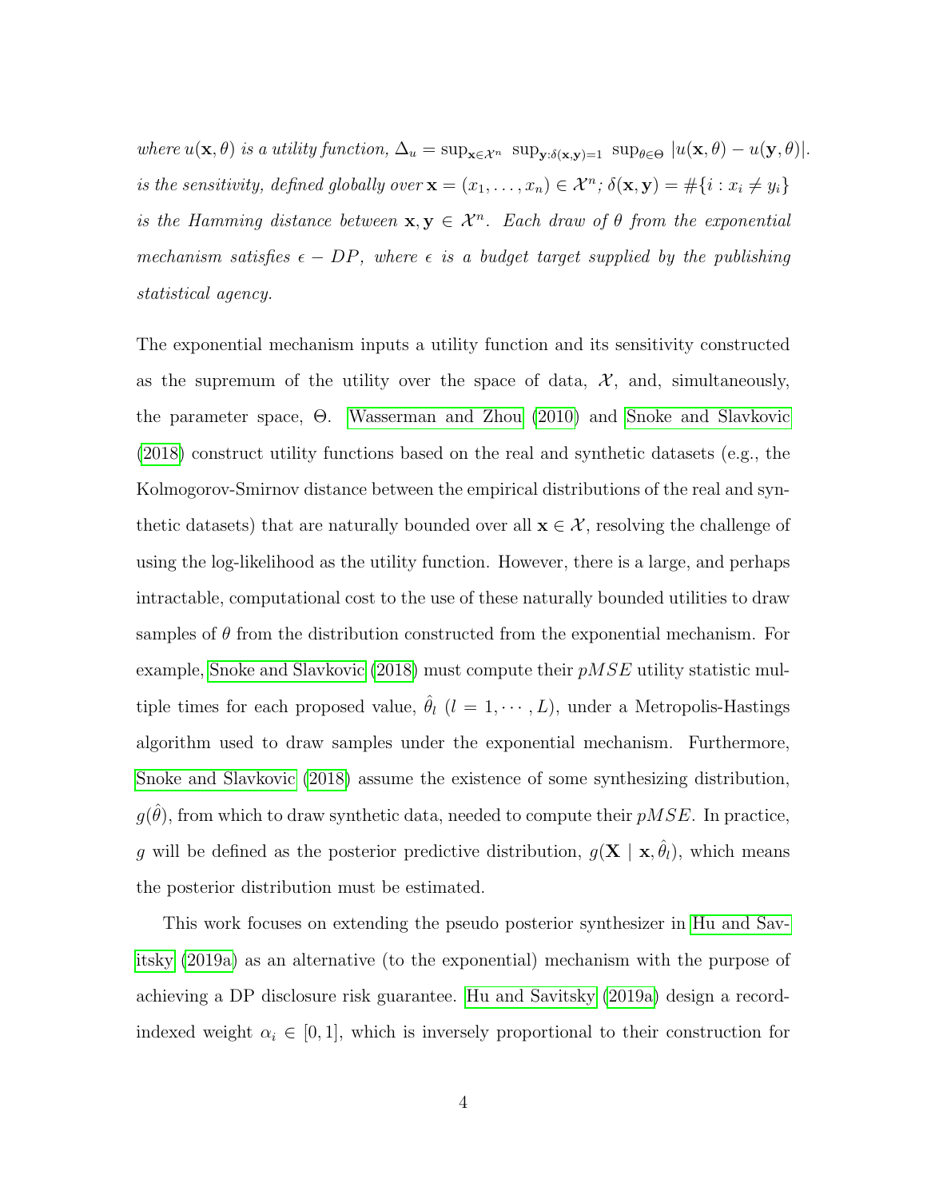*where $u(\mathbf{x}, \theta)$ is a utility function, $\Delta_u = \sup_{\mathbf{x} \in \mathcal{X}^n} \ \sup_{\mathbf{y}: \delta(\mathbf{x}, \mathbf{y})=1} \ \sup_{\theta \in \Theta} \ |u(\mathbf{x}, \theta) - u(\mathbf{y}, \theta)|$. is the sensitivity, defined globally over $\mathbf{x} = (x_1, \ldots, x_n) \in \mathcal{X}^n$; $\delta(\mathbf{x}, \mathbf{y}) = \#\{i : x_i \neq y_i\}$ is the Hamming distance between $\mathbf{x}, \mathbf{y} \in \mathcal{X}^n$. Each draw of $\theta$ from the exponential mechanism satisfies $\epsilon - DP$, where $\epsilon$ is a budget target supplied by the publishing statistical agency.*

The exponential mechanism inputs a utility function and its sensitivity constructed as the supremum of the utility over the space of data, $\mathcal{X}$, and, simultaneously, the parameter space, $\Theta$. Wasserman and Zhou (2010) and Snoke and Slavkovic (2018) construct utility functions based on the real and synthetic datasets (e.g., the Kolmogorov-Smirnov distance between the empirical distributions of the real and synthetic datasets) that are naturally bounded over all $\mathbf{x} \in \mathcal{X}$, resolving the challenge of using the log-likelihood as the utility function. However, there is a large, and perhaps intractable, computational cost to the use of these naturally bounded utilities to draw samples of $\theta$ from the distribution constructed from the exponential mechanism. For example, Snoke and Slavkovic (2018) must compute their $pMSE$ utility statistic multiple times for each proposed value, $\hat{\theta}_l$ $(l = 1, \cdots, L)$, under a Metropolis-Hastings algorithm used to draw samples under the exponential mechanism. Furthermore, Snoke and Slavkovic (2018) assume the existence of some synthesizing distribution, $g(\hat{\theta})$, from which to draw synthetic data, needed to compute their $pMSE$. In practice, $g$ will be defined as the posterior predictive distribution, $g(\mathbf{X} \mid \mathbf{x}, \hat{\theta}_l)$, which means the posterior distribution must be estimated.

This work focuses on extending the pseudo posterior synthesizer in Hu and Savitsky (2019a) as an alternative (to the exponential) mechanism with the purpose of achieving a DP disclosure risk guarantee. Hu and Savitsky (2019a) design a record-indexed weight $\alpha_i \in [0, 1]$, which is inversely proportional to their construction for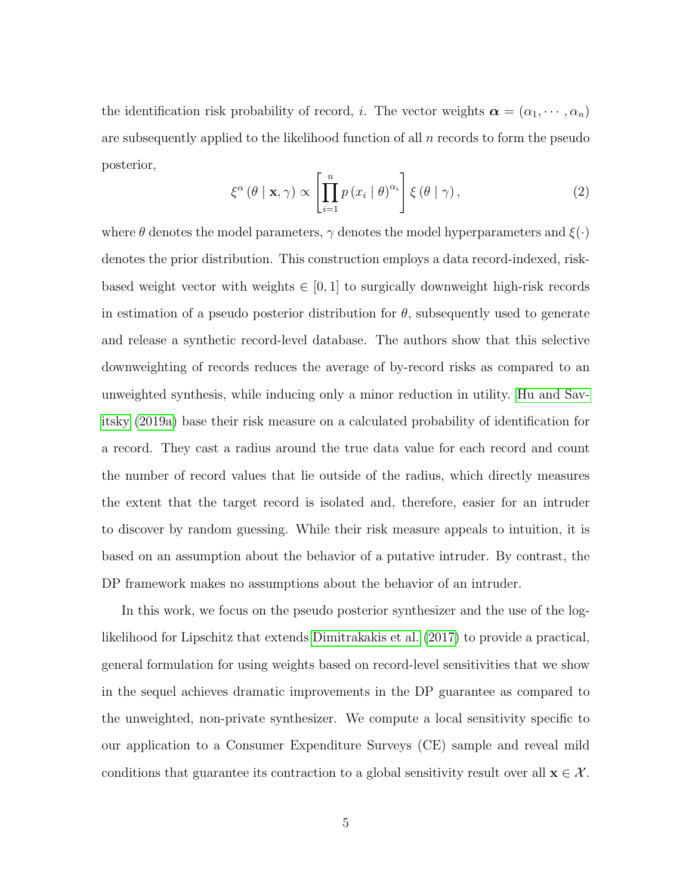the identification risk probability of record, $i$. The vector weights $\boldsymbol{\alpha} = (\alpha_1, \cdots, \alpha_n)$ are subsequently applied to the likelihood function of all $n$ records to form the pseudo posterior,

$$\xi^{\alpha}(\theta \mid \mathbf{x}, \gamma) \propto \left[\prod_{i=1}^{n} p(x_i \mid \theta)^{\alpha_i}\right] \xi(\theta \mid \gamma), \tag{2}$$

where $\theta$ denotes the model parameters, $\gamma$ denotes the model hyperparameters and $\xi(\cdot)$ denotes the prior distribution. This construction employs a data record-indexed, risk-based weight vector with weights $\in [0, 1]$ to surgically downweight high-risk records in estimation of a pseudo posterior distribution for $\theta$, subsequently used to generate and release a synthetic record-level database. The authors show that this selective downweighting of records reduces the average of by-record risks as compared to an unweighted synthesis, while inducing only a minor reduction in utility. Hu and Savitsky (2019a) base their risk measure on a calculated probability of identification for a record. They cast a radius around the true data value for each record and count the number of record values that lie outside of the radius, which directly measures the extent that the target record is isolated and, therefore, easier for an intruder to discover by random guessing. While their risk measure appeals to intuition, it is based on an assumption about the behavior of a putative intruder. By contrast, the DP framework makes no assumptions about the behavior of an intruder.

In this work, we focus on the pseudo posterior synthesizer and the use of the log-likelihood for Lipschitz that extends Dimitrakakis et al. (2017) to provide a practical, general formulation for using weights based on record-level sensitivities that we show in the sequel achieves dramatic improvements in the DP guarantee as compared to the unweighted, non-private synthesizer. We compute a local sensitivity specific to our application to a Consumer Expenditure Surveys (CE) sample and reveal mild conditions that guarantee its contraction to a global sensitivity result over all $\mathbf{x} \in \mathcal{X}$.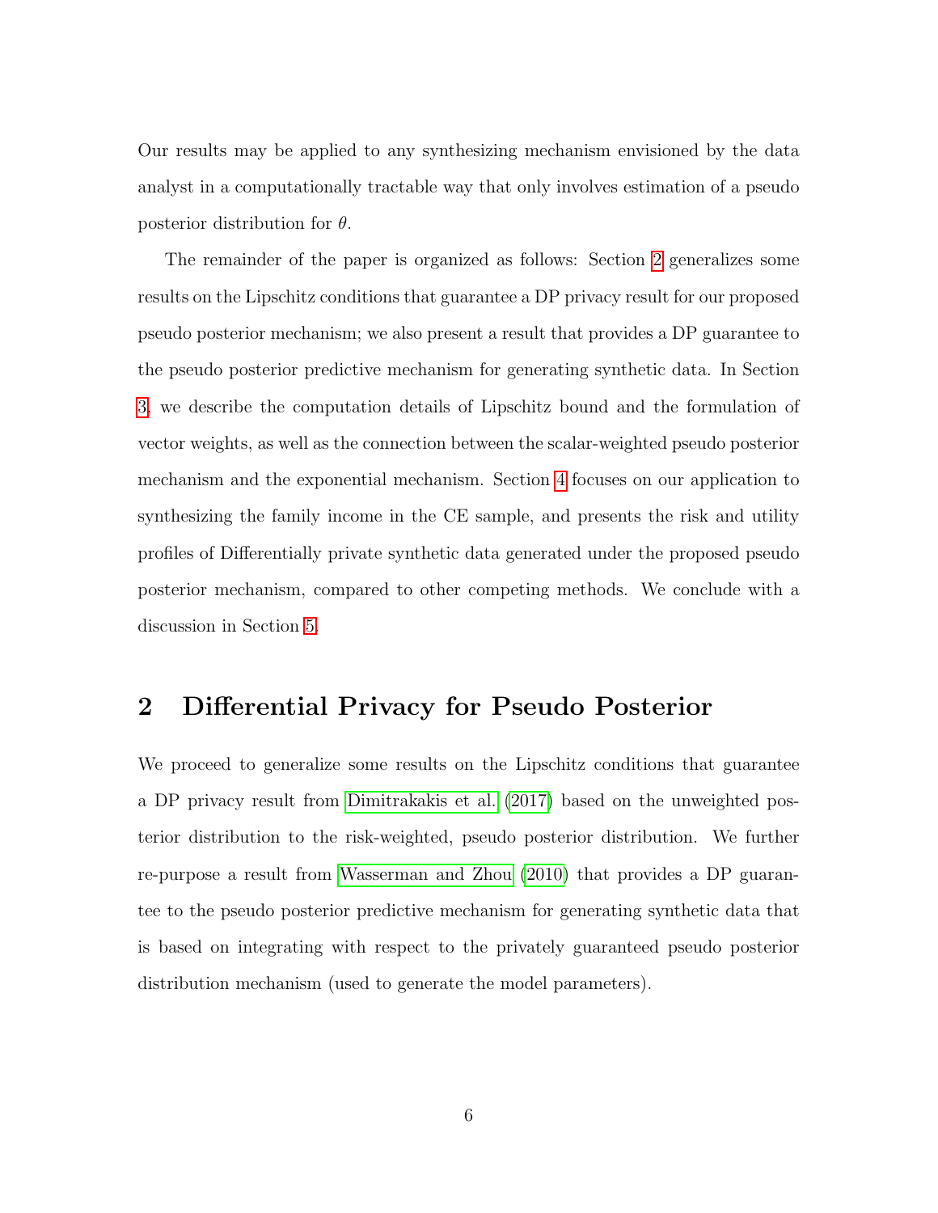Our results may be applied to any synthesizing mechanism envisioned by the data analyst in a computationally tractable way that only involves estimation of a pseudo posterior distribution for $\theta$.

The remainder of the paper is organized as follows: Section 2 generalizes some results on the Lipschitz conditions that guarantee a DP privacy result for our proposed pseudo posterior mechanism; we also present a result that provides a DP guarantee to the pseudo posterior predictive mechanism for generating synthetic data. In Section 3, we describe the computation details of Lipschitz bound and the formulation of vector weights, as well as the connection between the scalar-weighted pseudo posterior mechanism and the exponential mechanism. Section 4 focuses on our application to synthesizing the family income in the CE sample, and presents the risk and utility profiles of Differentially private synthetic data generated under the proposed pseudo posterior mechanism, compared to other competing methods. We conclude with a discussion in Section 5.

## 2 Differential Privacy for Pseudo Posterior

We proceed to generalize some results on the Lipschitz conditions that guarantee a DP privacy result from Dimitrakakis et al. (2017) based on the unweighted posterior distribution to the risk-weighted, pseudo posterior distribution. We further re-purpose a result from Wasserman and Zhou (2010) that provides a DP guarantee to the pseudo posterior predictive mechanism for generating synthetic data that is based on integrating with respect to the privately guaranteed pseudo posterior distribution mechanism (used to generate the model parameters).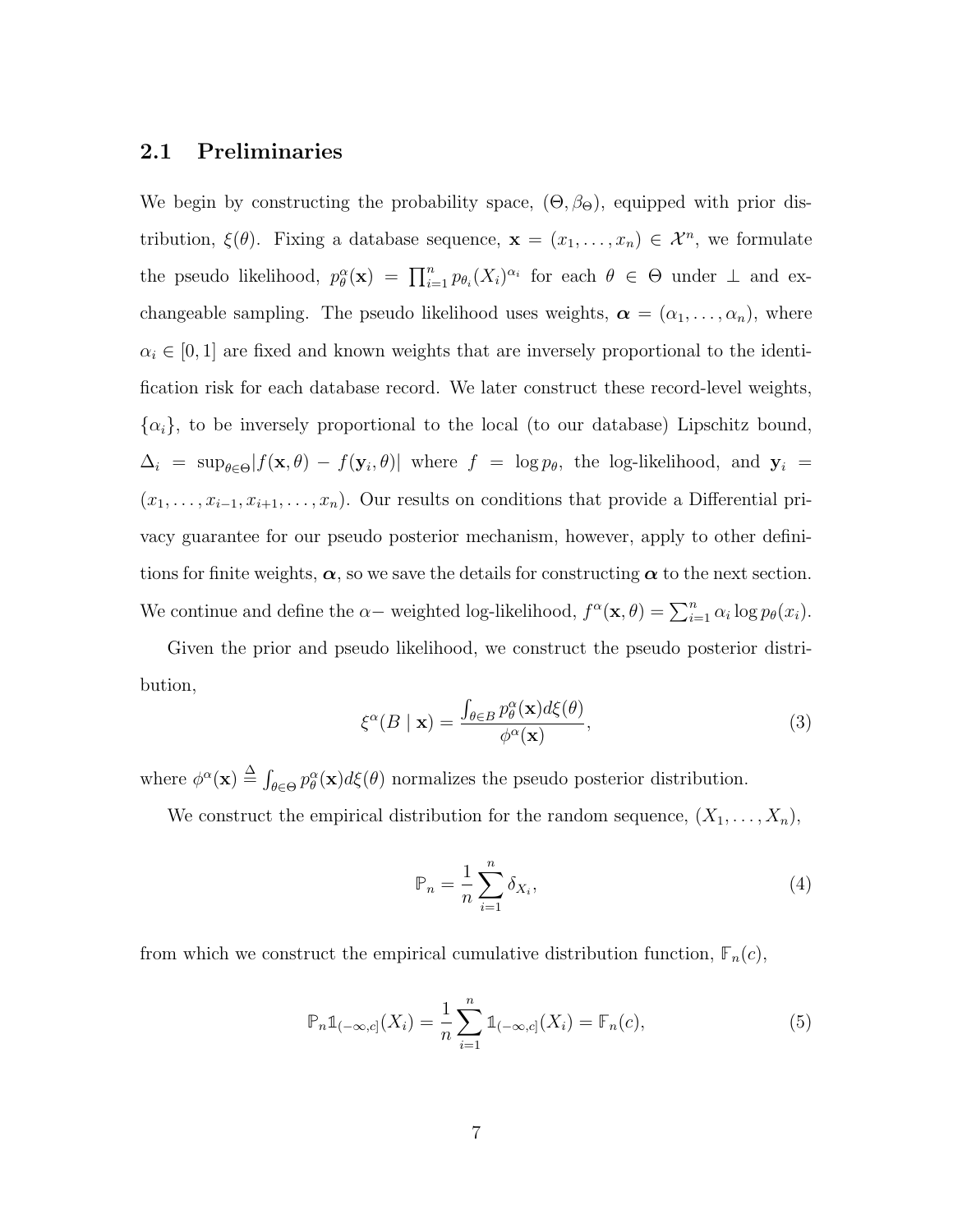### 2.1 Preliminaries

We begin by constructing the probability space, $(\Theta, \beta_\Theta)$, equipped with prior distribution, $\xi(\theta)$. Fixing a database sequence, $\mathbf{x} = (x_1, \ldots, x_n) \in \mathcal{X}^n$, we formulate the pseudo likelihood, $p_\theta^\alpha(\mathbf{x}) = \prod_{i=1}^n p_{\theta_i}(X_i)^{\alpha_i}$ for each $\theta \in \Theta$ under $\perp$ and exchangeable sampling. The pseudo likelihood uses weights, $\boldsymbol{\alpha} = (\alpha_1, \ldots, \alpha_n)$, where $\alpha_i \in [0, 1]$ are fixed and known weights that are inversely proportional to the identification risk for each database record. We later construct these record-level weights, $\{\alpha_i\}$, to be inversely proportional to the local (to our database) Lipschitz bound, $\Delta_i = \sup_{\theta \in \Theta} |f(\mathbf{x}, \theta) - f(\mathbf{y}_i, \theta)|$ where $f = \log p_\theta$, the log-likelihood, and $\mathbf{y}_i = (x_1, \ldots, x_{i-1}, x_{i+1}, \ldots, x_n)$. Our results on conditions that provide a Differential privacy guarantee for our pseudo posterior mechanism, however, apply to other definitions for finite weights, $\boldsymbol{\alpha}$, so we save the details for constructing $\boldsymbol{\alpha}$ to the next section. We continue and define the $\alpha-$ weighted log-likelihood, $f^\alpha(\mathbf{x}, \theta) = \sum_{i=1}^n \alpha_i \log p_\theta(x_i)$.

Given the prior and pseudo likelihood, we construct the pseudo posterior distribution,

$$\xi^\alpha(B \mid \mathbf{x}) = \frac{\int_{\theta \in B} p_\theta^\alpha(\mathbf{x}) d\xi(\theta)}{\phi^\alpha(\mathbf{x})}, \tag{3}$$

where $\phi^\alpha(\mathbf{x}) \stackrel{\Delta}{=} \int_{\theta \in \Theta} p_\theta^\alpha(\mathbf{x}) d\xi(\theta)$ normalizes the pseudo posterior distribution.

We construct the empirical distribution for the random sequence, $(X_1, \ldots, X_n)$,

$$\mathbb{P}_n = \frac{1}{n} \sum_{i=1}^n \delta_{X_i}, \tag{4}$$

from which we construct the empirical cumulative distribution function, $\mathbb{F}_n(c)$,

$$\mathbb{P}_n \mathbb{1}_{(-\infty, c]}(X_i) = \frac{1}{n} \sum_{i=1}^n \mathbb{1}_{(-\infty, c]}(X_i) = \mathbb{F}_n(c), \tag{5}$$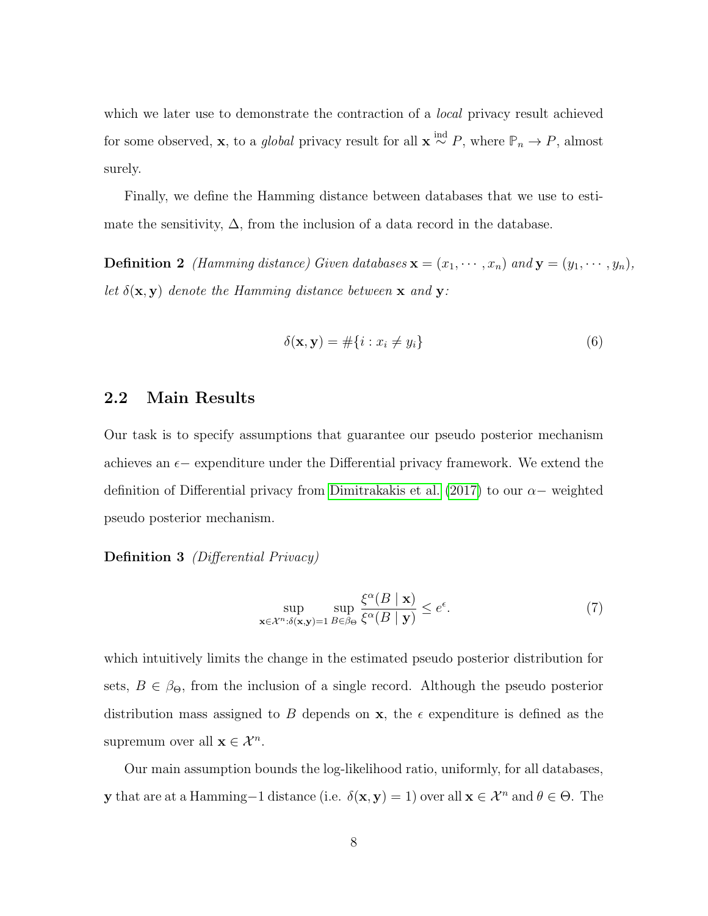which we later use to demonstrate the contraction of a *local* privacy result achieved for some observed, $\mathbf{x}$, to a *global* privacy result for all $\mathbf{x} \overset{\text{ind}}{\sim} P$, where $\mathbb{P}_n \to P$, almost surely.

Finally, we define the Hamming distance between databases that we use to estimate the sensitivity, $\Delta$, from the inclusion of a data record in the database.

**Definition 2** *(Hamming distance) Given databases $\mathbf{x} = (x_1, \cdots, x_n)$ and $\mathbf{y} = (y_1, \cdots, y_n)$, let $\delta(\mathbf{x}, \mathbf{y})$ denote the Hamming distance between $\mathbf{x}$ and $\mathbf{y}$:*

$$\delta(\mathbf{x}, \mathbf{y}) = \#\{i : x_i \neq y_i\} \tag{6}$$

## 2.2 Main Results

Our task is to specify assumptions that guarantee our pseudo posterior mechanism achieves an $\epsilon-$ expenditure under the Differential privacy framework. We extend the definition of Differential privacy from Dimitrakakis et al. (2017) to our $\alpha-$ weighted pseudo posterior mechanism.

**Definition 3** *(Differential Privacy)*

$$\sup_{\mathbf{x} \in \mathcal{X}^n : \delta(\mathbf{x}, \mathbf{y}) = 1} \sup_{B \in \beta_\Theta} \frac{\xi^\alpha(B \mid \mathbf{x})}{\xi^\alpha(B \mid \mathbf{y})} \leq e^\epsilon. \tag{7}$$

which intuitively limits the change in the estimated pseudo posterior distribution for sets, $B \in \beta_\Theta$, from the inclusion of a single record. Although the pseudo posterior distribution mass assigned to $B$ depends on $\mathbf{x}$, the $\epsilon$ expenditure is defined as the supremum over all $\mathbf{x} \in \mathcal{X}^n$.

Our main assumption bounds the log-likelihood ratio, uniformly, for all databases, $\mathbf{y}$ that are at a Hamming$-1$ distance (i.e. $\delta(\mathbf{x}, \mathbf{y}) = 1$) over all $\mathbf{x} \in \mathcal{X}^n$ and $\theta \in \Theta$. The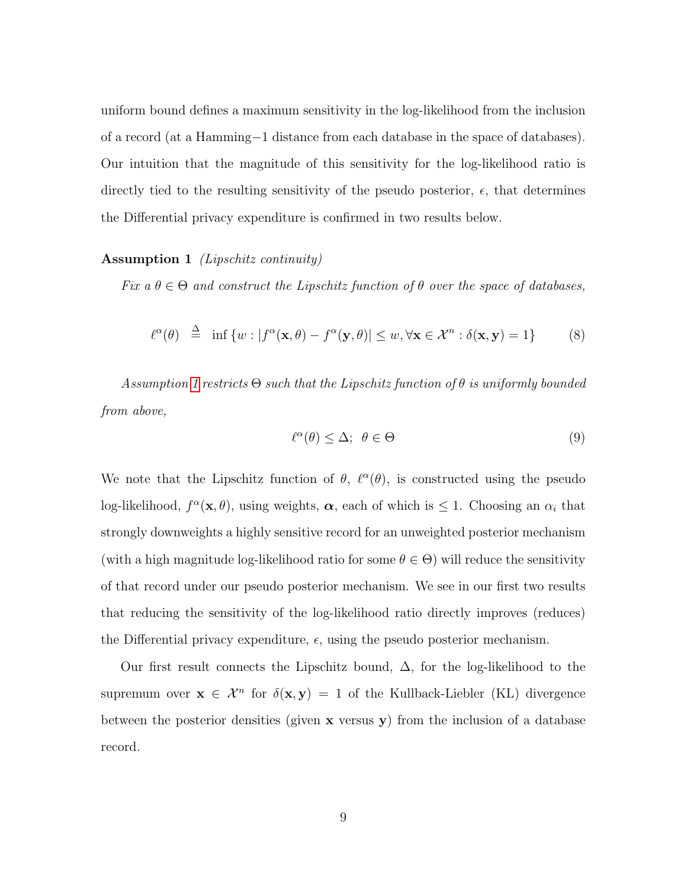uniform bound defines a maximum sensitivity in the log-likelihood from the inclusion of a record (at a Hamming$-1$ distance from each database in the space of databases). Our intuition that the magnitude of this sensitivity for the log-likelihood ratio is directly tied to the resulting sensitivity of the pseudo posterior, $\epsilon$, that determines the Differential privacy expenditure is confirmed in two results below.

**Assumption 1** *(Lipschitz continuity)*

*Fix a $\theta \in \Theta$ and construct the Lipschitz function of $\theta$ over the space of databases,*

$$\ell^{\alpha}(\theta) \overset{\Delta}{=} \inf\left\{w : \left|f^{\alpha}(\mathbf{x},\theta) - f^{\alpha}(\mathbf{y},\theta)\right| \leq w, \forall \mathbf{x} \in \mathcal{X}^n : \delta(\mathbf{x},\mathbf{y}) = 1\right\} \tag{8}$$

*Assumption 1 restricts $\Theta$ such that the Lipschitz function of $\theta$ is uniformly bounded from above,*

$$\ell^{\alpha}(\theta) \leq \Delta;\ \ \theta \in \Theta \tag{9}$$

We note that the Lipschitz function of $\theta$, $\ell^{\alpha}(\theta)$, is constructed using the pseudo log-likelihood, $f^{\alpha}(\mathbf{x},\theta)$, using weights, $\boldsymbol{\alpha}$, each of which is $\leq 1$. Choosing an $\alpha_i$ that strongly downweights a highly sensitive record for an unweighted posterior mechanism (with a high magnitude log-likelihood ratio for some $\theta \in \Theta$) will reduce the sensitivity of that record under our pseudo posterior mechanism. We see in our first two results that reducing the sensitivity of the log-likelihood ratio directly improves (reduces) the Differential privacy expenditure, $\epsilon$, using the pseudo posterior mechanism.

Our first result connects the Lipschitz bound, $\Delta$, for the log-likelihood to the supremum over $\mathbf{x} \in \mathcal{X}^n$ for $\delta(\mathbf{x},\mathbf{y}) = 1$ of the Kullback-Liebler (KL) divergence between the posterior densities (given $\mathbf{x}$ versus $\mathbf{y}$) from the inclusion of a database record.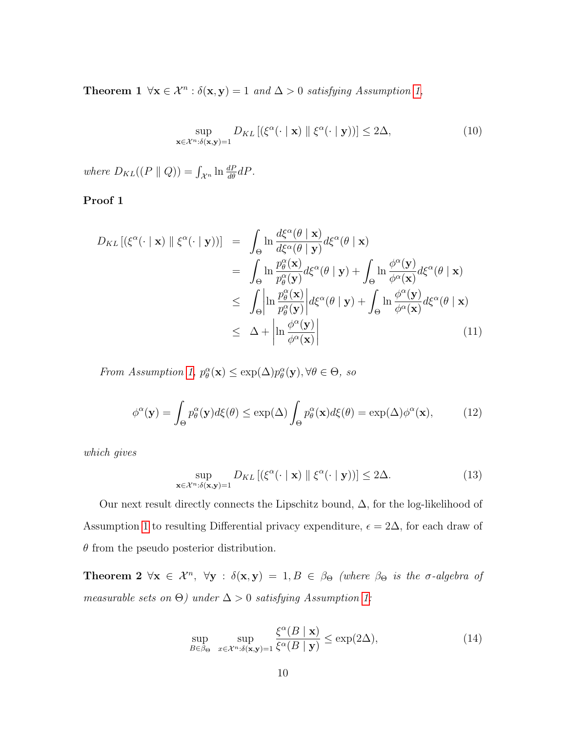**Theorem 1** *$\forall \mathbf{x} \in \mathcal{X}^n : \delta(\mathbf{x}, \mathbf{y}) = 1$ and $\Delta > 0$ satisfying Assumption 1,*

$$\sup_{\mathbf{x} \in \mathcal{X}^n : \delta(\mathbf{x},\mathbf{y})=1} D_{KL}\left[(\xi^{\alpha}(\cdot \mid \mathbf{x}) \parallel \xi^{\alpha}(\cdot \mid \mathbf{y}))\right] \leq 2\Delta, \tag{10}$$

*where $D_{KL}((P \parallel Q)) = \int_{\mathcal{X}^n} \ln \frac{dP}{d\theta} dP$.*

**Proof 1**

$$\begin{aligned}
D_{KL}\left[(\xi^{\alpha}(\cdot \mid \mathbf{x}) \parallel \xi^{\alpha}(\cdot \mid \mathbf{y}))\right] &= \int_{\Theta} \ln \frac{d\xi^{\alpha}(\theta \mid \mathbf{x})}{d\xi^{\alpha}(\theta \mid \mathbf{y})} d\xi^{\alpha}(\theta \mid \mathbf{x}) \\
&= \int_{\Theta} \ln \frac{p_{\theta}^{\alpha}(\mathbf{x})}{p_{\theta}^{\alpha}(\mathbf{y})} d\xi^{\alpha}(\theta \mid \mathbf{y}) + \int_{\Theta} \ln \frac{\phi^{\alpha}(\mathbf{y})}{\phi^{\alpha}(\mathbf{x})} d\xi^{\alpha}(\theta \mid \mathbf{x}) \\
&\leq \int_{\Theta} \left| \ln \frac{p_{\theta}^{\alpha}(\mathbf{x})}{p_{\theta}^{\alpha}(\mathbf{y})} \right| d\xi^{\alpha}(\theta \mid \mathbf{y}) + \int_{\Theta} \ln \frac{\phi^{\alpha}(\mathbf{y})}{\phi^{\alpha}(\mathbf{x})} d\xi^{\alpha}(\theta \mid \mathbf{x}) \\
&\leq \Delta + \left| \ln \frac{\phi^{\alpha}(\mathbf{y})}{\phi^{\alpha}(\mathbf{x})} \right|
\end{aligned} \tag{11}$$

*From Assumption 1, $p_{\theta}^{\alpha}(\mathbf{x}) \leq \exp(\Delta) p_{\theta}^{\alpha}(\mathbf{y}), \forall \theta \in \Theta$, so*

$$\phi^{\alpha}(\mathbf{y}) = \int_{\Theta} p_{\theta}^{\alpha}(\mathbf{y}) d\xi(\theta) \leq \exp(\Delta) \int_{\Theta} p_{\theta}^{\alpha}(\mathbf{x}) d\xi(\theta) = \exp(\Delta) \phi^{\alpha}(\mathbf{x}), \tag{12}$$

*which gives*

$$\sup_{\mathbf{x} \in \mathcal{X}^n : \delta(\mathbf{x},\mathbf{y})=1} D_{KL}\left[(\xi^{\alpha}(\cdot \mid \mathbf{x}) \parallel \xi^{\alpha}(\cdot \mid \mathbf{y}))\right] \leq 2\Delta. \tag{13}$$

Our next result directly connects the Lipschitz bound, $\Delta$, for the log-likelihood of Assumption 1 to resulting Differential privacy expenditure, $\epsilon = 2\Delta$, for each draw of $\theta$ from the pseudo posterior distribution.

**Theorem 2** *$\forall \mathbf{x} \in \mathcal{X}^n$, $\forall \mathbf{y} : \delta(\mathbf{x}, \mathbf{y}) = 1, B \in \beta_{\Theta}$ (where $\beta_{\Theta}$ is the $\sigma$-algebra of measurable sets on $\Theta$) under $\Delta > 0$ satisfying Assumption 1:*

$$\sup_{B \in \beta_{\Theta}} \sup_{x \in \mathcal{X}^n : \delta(\mathbf{x},\mathbf{y})=1} \frac{\xi^{\alpha}(B \mid \mathbf{x})}{\xi^{\alpha}(B \mid \mathbf{y})} \leq \exp(2\Delta), \tag{14}$$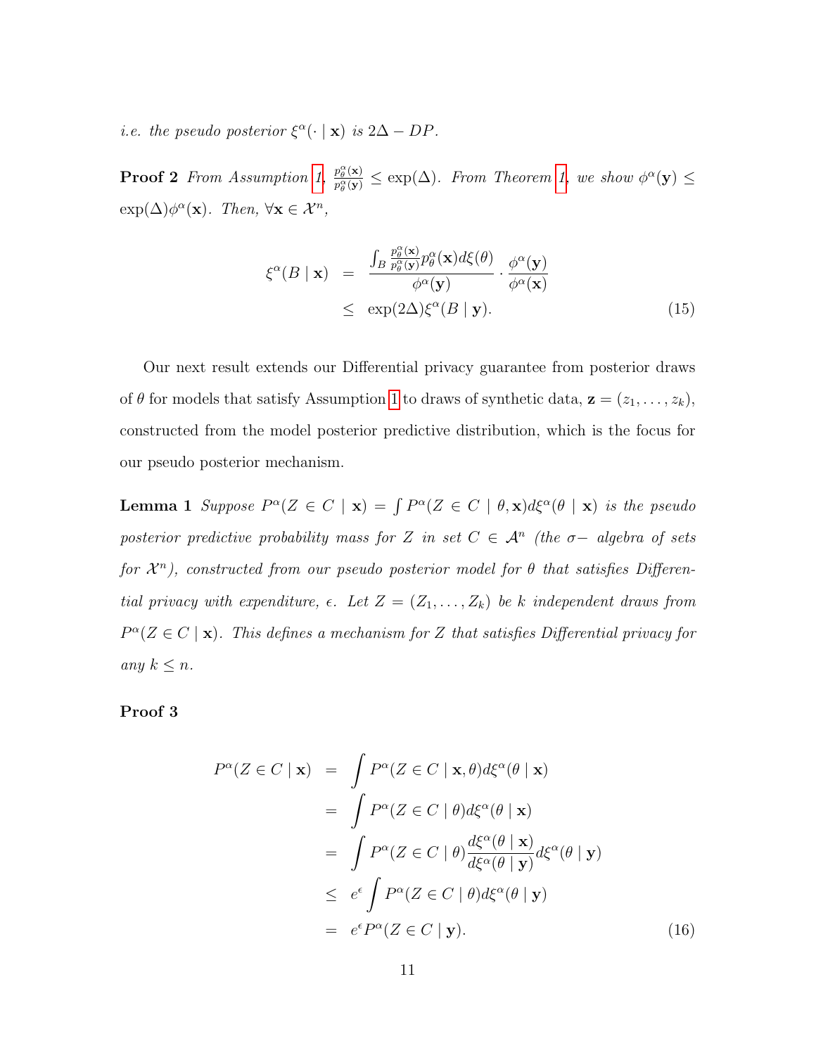*i.e. the pseudo posterior $\xi^{\alpha}(\cdot \mid \mathbf{x})$ is $2\Delta - DP$.*

**Proof 2** *From Assumption 1, $\frac{p_{\theta}^{\alpha}(\mathbf{x})}{p_{\theta}^{\alpha}(\mathbf{y})} \leq \exp(\Delta)$. From Theorem 1, we show $\phi^{\alpha}(\mathbf{y}) \leq \exp(\Delta)\phi^{\alpha}(\mathbf{x})$. Then, $\forall \mathbf{x} \in \mathcal{X}^n$,*

$$
\begin{aligned}
\xi^{\alpha}(B \mid \mathbf{x}) &= \frac{\int_B \frac{p_{\theta}^{\alpha}(\mathbf{x})}{p_{\theta}^{\alpha}(\mathbf{y})} p_{\theta}^{\alpha}(\mathbf{x}) d\xi(\theta)}{\phi^{\alpha}(\mathbf{y})} \cdot \frac{\phi^{\alpha}(\mathbf{y})}{\phi^{\alpha}(\mathbf{x})} \\
&\leq \exp(2\Delta)\xi^{\alpha}(B \mid \mathbf{y}). \qquad (15)
\end{aligned}
$$

Our next result extends our Differential privacy guarantee from posterior draws of $\theta$ for models that satisfy Assumption 1 to draws of synthetic data, $\mathbf{z} = (z_1, \ldots, z_k)$, constructed from the model posterior predictive distribution, which is the focus for our pseudo posterior mechanism.

**Lemma 1** *Suppose $P^{\alpha}(Z \in C \mid \mathbf{x}) = \int P^{\alpha}(Z \in C \mid \theta, \mathbf{x}) d\xi^{\alpha}(\theta \mid \mathbf{x})$ is the pseudo posterior predictive probability mass for $Z$ in set $C \in \mathcal{A}^n$ (the $\sigma-$ algebra of sets for $\mathcal{X}^n$), constructed from our pseudo posterior model for $\theta$ that satisfies Differential privacy with expenditure, $\epsilon$. Let $Z = (Z_1, \ldots, Z_k)$ be $k$ independent draws from $P^{\alpha}(Z \in C \mid \mathbf{x})$. This defines a mechanism for $Z$ that satisfies Differential privacy for any $k \leq n$.*

**Proof 3**

$$
\begin{aligned}
P^{\alpha}(Z \in C \mid \mathbf{x}) &= \int P^{\alpha}(Z \in C \mid \mathbf{x}, \theta) d\xi^{\alpha}(\theta \mid \mathbf{x}) \\
&= \int P^{\alpha}(Z \in C \mid \theta) d\xi^{\alpha}(\theta \mid \mathbf{x}) \\
&= \int P^{\alpha}(Z \in C \mid \theta) \frac{d\xi^{\alpha}(\theta \mid \mathbf{x})}{d\xi^{\alpha}(\theta \mid \mathbf{y})} d\xi^{\alpha}(\theta \mid \mathbf{y}) \\
&\leq e^{\epsilon} \int P^{\alpha}(Z \in C \mid \theta) d\xi^{\alpha}(\theta \mid \mathbf{y}) \\
&= e^{\epsilon} P^{\alpha}(Z \in C \mid \mathbf{y}). \qquad (16)
\end{aligned}
$$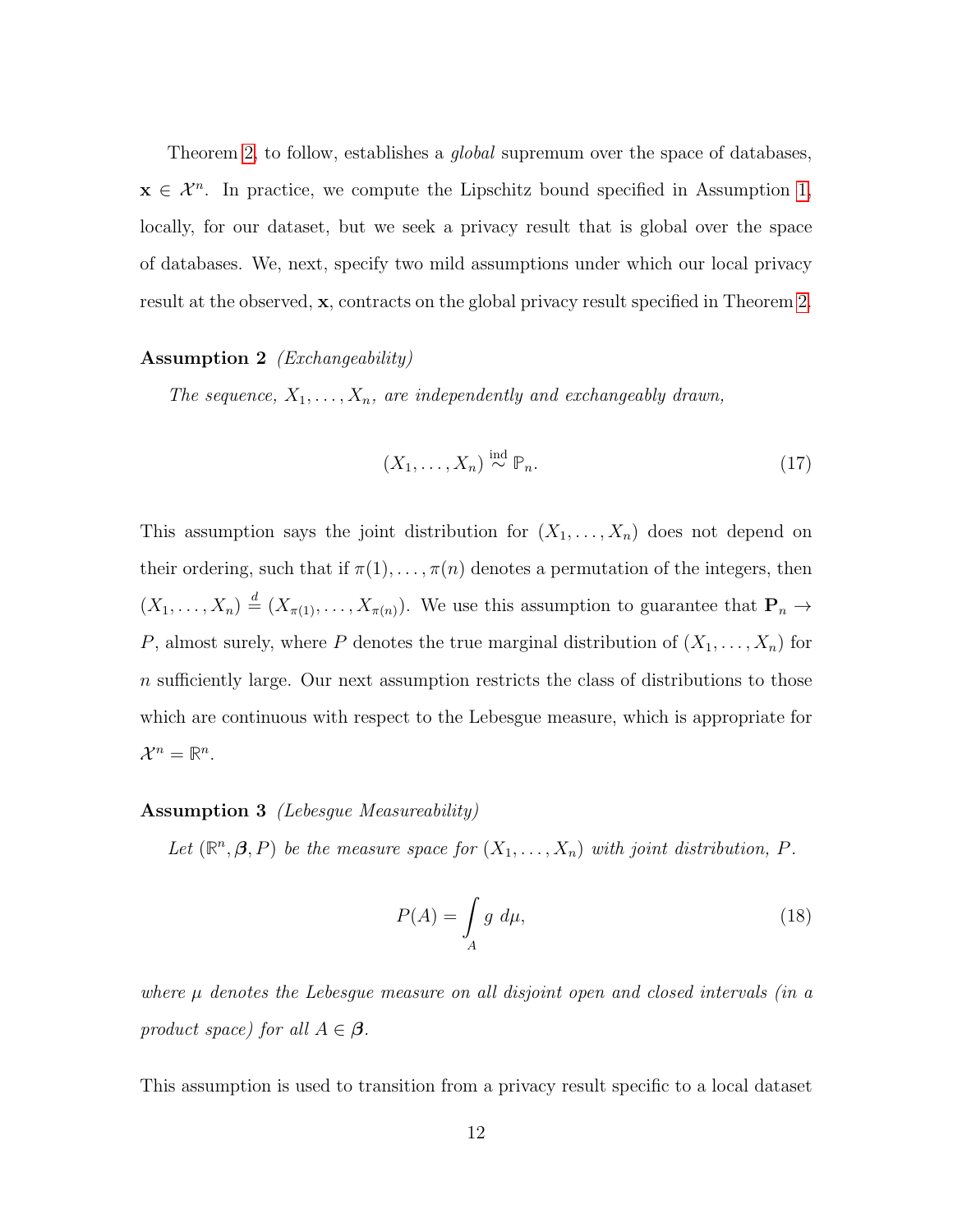Theorem 2, to follow, establishes a *global* supremum over the space of databases, $\mathbf{x} \in \mathcal{X}^n$. In practice, we compute the Lipschitz bound specified in Assumption 1, locally, for our dataset, but we seek a privacy result that is global over the space of databases. We, next, specify two mild assumptions under which our local privacy result at the observed, $\mathbf{x}$, contracts on the global privacy result specified in Theorem 2.

**Assumption 2** *(Exchangeability)*

*The sequence, $X_1, \ldots, X_n$, are independently and exchangeably drawn,*

$$(X_1, \ldots, X_n) \overset{\text{ind}}{\sim} \mathbb{P}_n. \tag{17}$$

This assumption says the joint distribution for $(X_1, \ldots, X_n)$ does not depend on their ordering, such that if $\pi(1), \ldots, \pi(n)$ denotes a permutation of the integers, then $(X_1, \ldots, X_n) \overset{d}{=} (X_{\pi(1)}, \ldots, X_{\pi(n)})$. We use this assumption to guarantee that $\mathbf{P}_n \to P$, almost surely, where $P$ denotes the true marginal distribution of $(X_1, \ldots, X_n)$ for $n$ sufficiently large. Our next assumption restricts the class of distributions to those which are continuous with respect to the Lebesgue measure, which is appropriate for $\mathcal{X}^n = \mathbb{R}^n$.

**Assumption 3** *(Lebesgue Measureability)*

*Let $(\mathbb{R}^n, \boldsymbol{\beta}, P)$ be the measure space for $(X_1, \ldots, X_n)$ with joint distribution, $P$.*

$$P(A) = \int_A g \; d\mu, \tag{18}$$

*where $\mu$ denotes the Lebesgue measure on all disjoint open and closed intervals (in a product space) for all $A \in \boldsymbol{\beta}$.*

This assumption is used to transition from a privacy result specific to a local dataset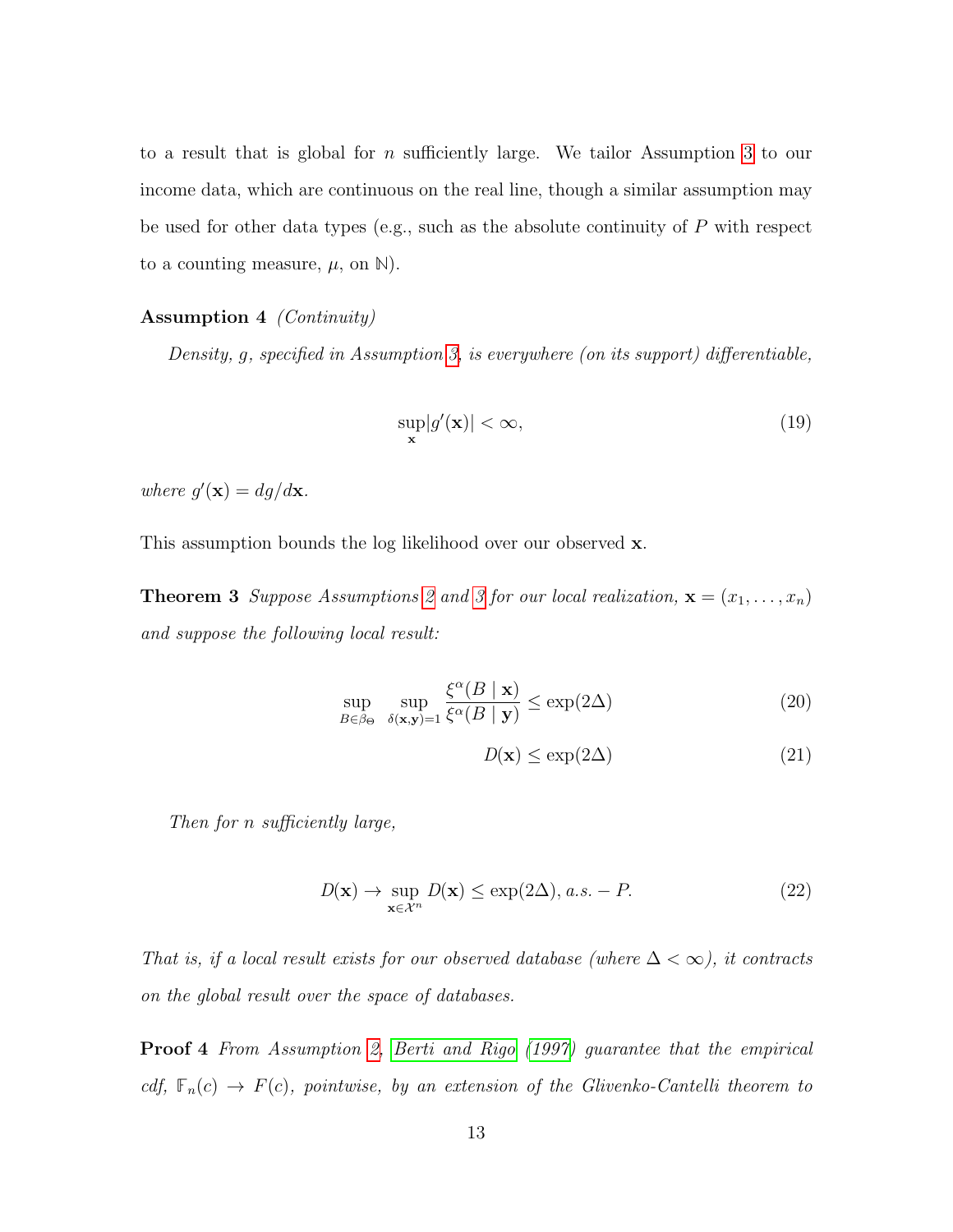to a result that is global for $n$ sufficiently large. We tailor Assumption 3 to our income data, which are continuous on the real line, though a similar assumption may be used for other data types (e.g., such as the absolute continuity of $P$ with respect to a counting measure, $\mu$, on $\mathbb{N}$).

**Assumption 4** *(Continuity)*

*Density, $g$, specified in Assumption 3, is everywhere (on its support) differentiable,*

$$\sup_{\mathbf{x}} |g'(\mathbf{x})| < \infty, \tag{19}$$

*where $g'(\mathbf{x}) = dg/d\mathbf{x}$.*

This assumption bounds the log likelihood over our observed $\mathbf{x}$.

**Theorem 3** *Suppose Assumptions 2 and 3 for our local realization, $\mathbf{x} = (x_1, \ldots, x_n)$ and suppose the following local result:*

$$\sup_{B \in \beta_\Theta} \sup_{\delta(\mathbf{x},\mathbf{y})=1} \frac{\xi^\alpha(B \mid \mathbf{x})}{\xi^\alpha(B \mid \mathbf{y})} \leq \exp(2\Delta) \tag{20}$$

$$D(\mathbf{x}) \leq \exp(2\Delta) \tag{21}$$

*Then for $n$ sufficiently large,*

$$D(\mathbf{x}) \to \sup_{\mathbf{x} \in \mathcal{X}^n} D(\mathbf{x}) \leq \exp(2\Delta), \, a.s. - P. \tag{22}$$

*That is, if a local result exists for our observed database (where $\Delta < \infty$), it contracts on the global result over the space of databases.*

**Proof 4** *From Assumption 2, Berti and Rigo (1997) guarantee that the empirical cdf, $\mathbb{F}_n(c) \to F(c)$, pointwise, by an extension of the Glivenko-Cantelli theorem to*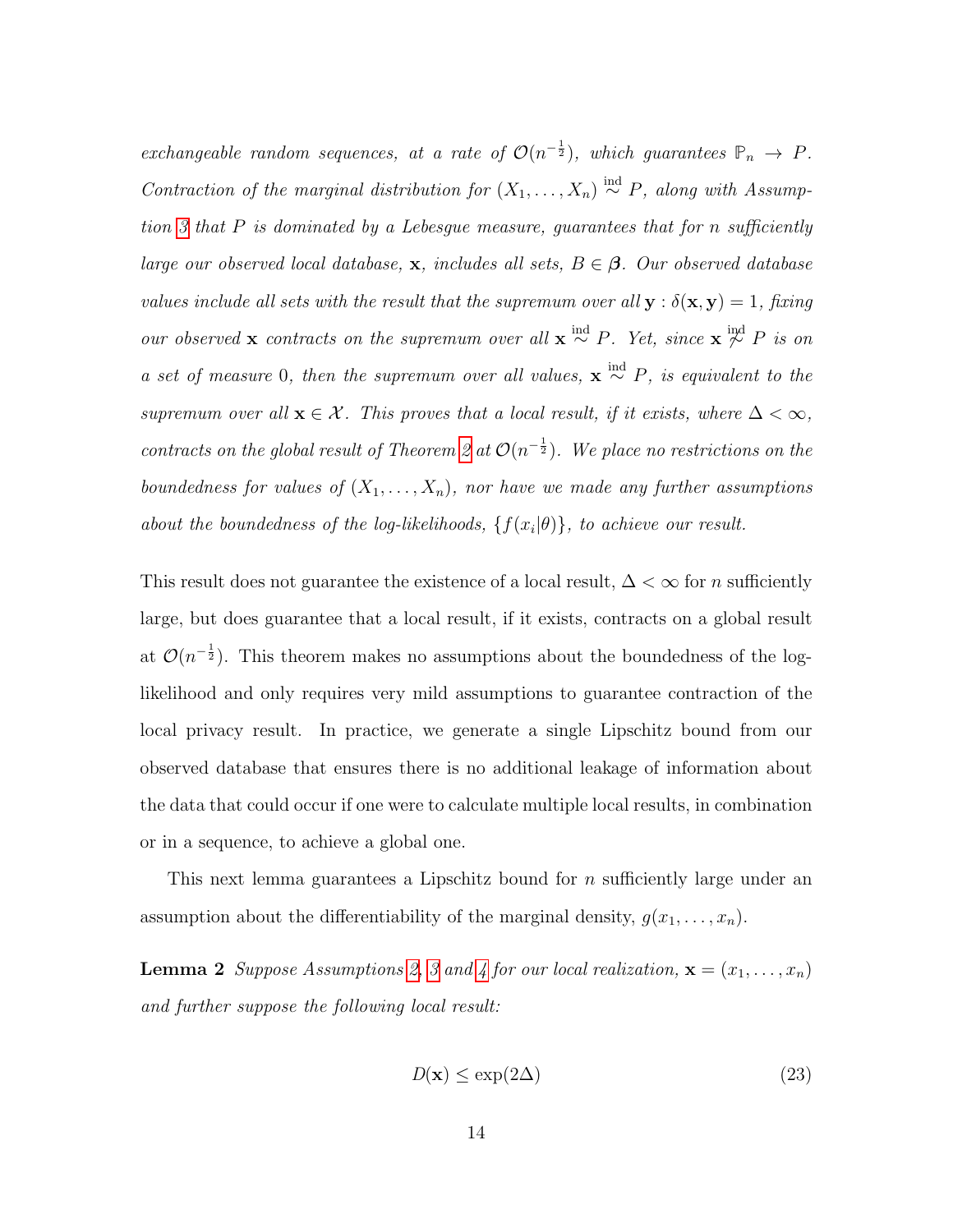*exchangeable random sequences, at a rate of $\mathcal{O}(n^{-\frac{1}{2}})$, which guarantees $\mathbb{P}_n \rightarrow P$. Contraction of the marginal distribution for $(X_1, \ldots, X_n) \overset{\text{ind}}{\sim} P$, along with Assumption 3 that $P$ is dominated by a Lebesgue measure, guarantees that for $n$ sufficiently large our observed local database, $\mathbf{x}$, includes all sets, $B \in \boldsymbol{\beta}$. Our observed database values include all sets with the result that the supremum over all $\mathbf{y} : \delta(\mathbf{x}, \mathbf{y}) = 1$, fixing our observed $\mathbf{x}$ contracts on the supremum over all $\mathbf{x} \overset{\text{ind}}{\sim} P$. Yet, since $\mathbf{x} \overset{\text{ind}}{\nsim} P$ is on a set of measure 0, then the supremum over all values, $\mathbf{x} \overset{\text{ind}}{\sim} P$, is equivalent to the supremum over all $\mathbf{x} \in \mathcal{X}$. This proves that a local result, if it exists, where $\Delta < \infty$, contracts on the global result of Theorem 2 at $\mathcal{O}(n^{-\frac{1}{2}})$. We place no restrictions on the boundedness for values of $(X_1, \ldots, X_n)$, nor have we made any further assumptions about the boundedness of the log-likelihoods, $\{f(x_i|\theta)\}$, to achieve our result.*

This result does not guarantee the existence of a local result, $\Delta < \infty$ for $n$ sufficiently large, but does guarantee that a local result, if it exists, contracts on a global result at $\mathcal{O}(n^{-\frac{1}{2}})$. This theorem makes no assumptions about the boundedness of the log-likelihood and only requires very mild assumptions to guarantee contraction of the local privacy result. In practice, we generate a single Lipschitz bound from our observed database that ensures there is no additional leakage of information about the data that could occur if one were to calculate multiple local results, in combination or in a sequence, to achieve a global one.

This next lemma guarantees a Lipschitz bound for $n$ sufficiently large under an assumption about the differentiability of the marginal density, $g(x_1, \ldots, x_n)$.

**Lemma 2** *Suppose Assumptions 2, 3 and 4 for our local realization, $\mathbf{x} = (x_1, \ldots, x_n)$ and further suppose the following local result:*

$$D(\mathbf{x}) \leq \exp(2\Delta) \tag{23}$$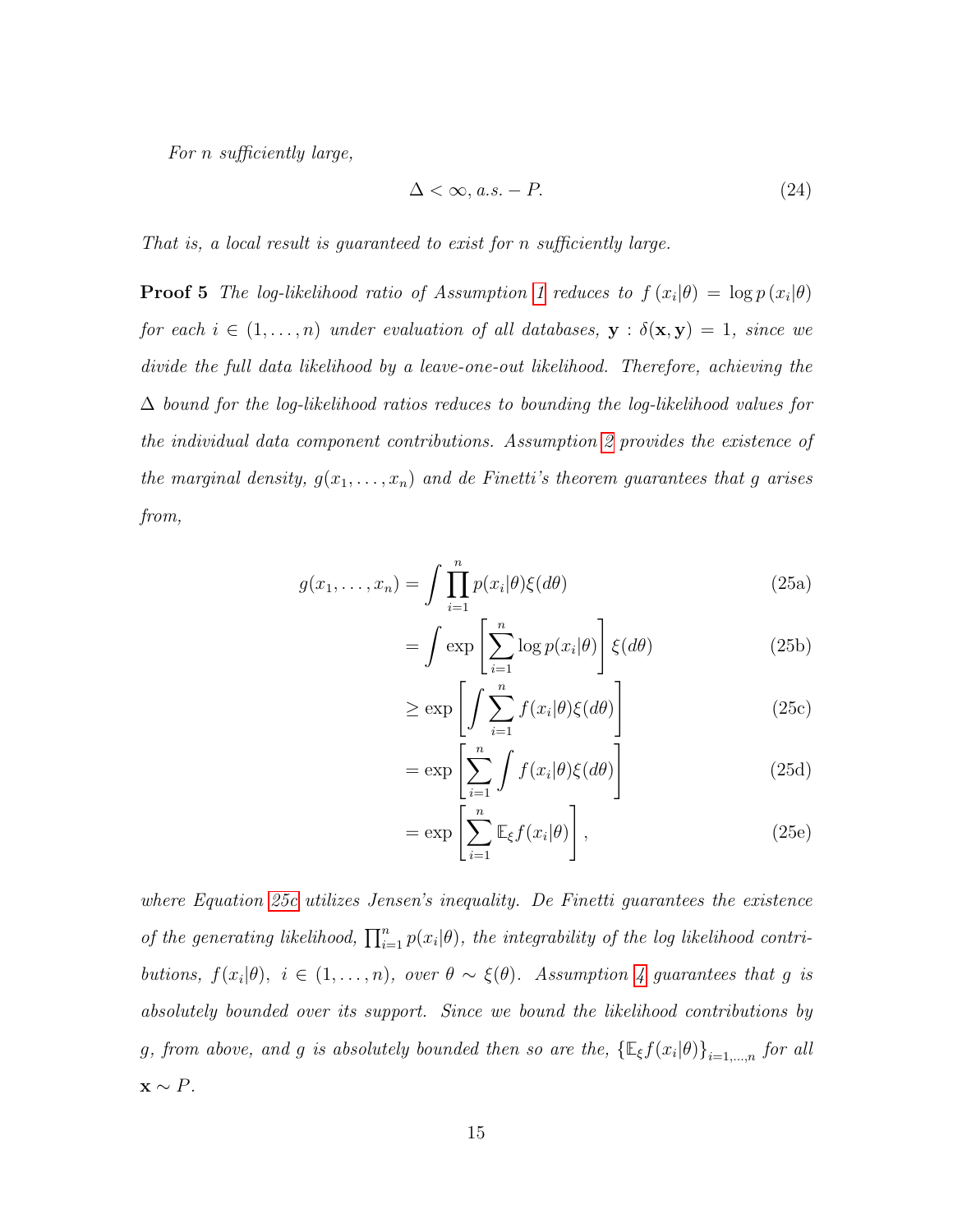*For $n$ sufficiently large,*

$$\Delta < \infty, a.s. - P. \tag{24}$$

*That is, a local result is guaranteed to exist for $n$ sufficiently large.*

**Proof 5** *The log-likelihood ratio of Assumption 1 reduces to $f(x_i|\theta) = \log p(x_i|\theta)$ for each $i \in (1, \ldots, n)$ under evaluation of all databases, $\mathbf{y} : \delta(\mathbf{x}, \mathbf{y}) = 1$, since we divide the full data likelihood by a leave-one-out likelihood. Therefore, achieving the $\Delta$ bound for the log-likelihood ratios reduces to bounding the log-likelihood values for the individual data component contributions. Assumption 2 provides the existence of the marginal density, $g(x_1, \ldots, x_n)$ and de Finetti's theorem guarantees that $g$ arises from,*

$$g(x_1, \ldots, x_n) = \int \prod_{i=1}^{n} p(x_i|\theta)\xi(d\theta) \tag{25a}$$

$$= \int \exp\left[\sum_{i=1}^{n} \log p(x_i|\theta)\right] \xi(d\theta) \tag{25b}$$

$$\geq \exp\left[\int \sum_{i=1}^{n} f(x_i|\theta)\xi(d\theta)\right] \tag{25c}$$

$$= \exp\left[\sum_{i=1}^{n} \int f(x_i|\theta)\xi(d\theta)\right] \tag{25d}$$

$$= \exp\left[\sum_{i=1}^{n} \mathbb{E}_{\xi} f(x_i|\theta)\right], \tag{25e}$$

*where Equation 25c utilizes Jensen's inequality. De Finetti guarantees the existence of the generating likelihood, $\prod_{i=1}^{n} p(x_i|\theta)$, the integrability of the log likelihood contributions, $f(x_i|\theta)$, $i \in (1, \ldots, n)$, over $\theta \sim \xi(\theta)$. Assumption 4 guarantees that $g$ is absolutely bounded over its support. Since we bound the likelihood contributions by $g$, from above, and $g$ is absolutely bounded then so are the, $\{\mathbb{E}_{\xi} f(x_i|\theta)\}_{i=1,\ldots,n}$ for all $\mathbf{x} \sim P$.*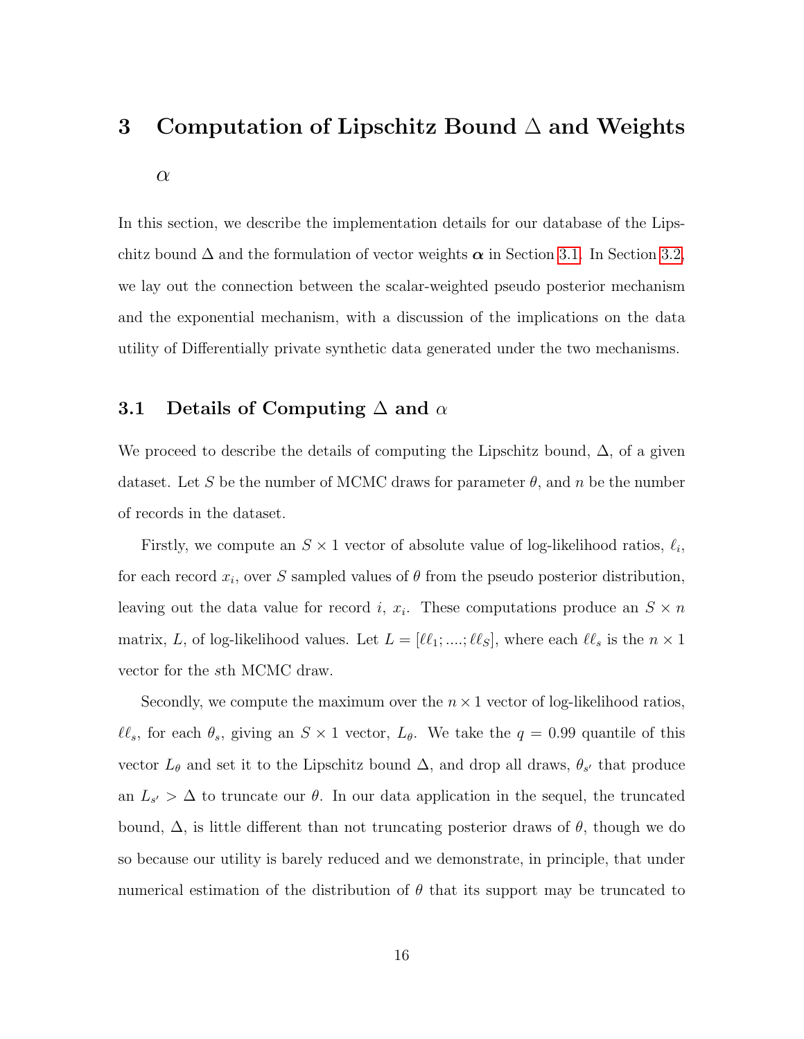# 3 Computation of Lipschitz Bound $\Delta$ and Weights $\alpha$

In this section, we describe the implementation details for our database of the Lipschitz bound $\Delta$ and the formulation of vector weights $\boldsymbol{\alpha}$ in Section 3.1. In Section 3.2, we lay out the connection between the scalar-weighted pseudo posterior mechanism and the exponential mechanism, with a discussion of the implications on the data utility of Differentially private synthetic data generated under the two mechanisms.

## 3.1 Details of Computing $\Delta$ and $\alpha$

We proceed to describe the details of computing the Lipschitz bound, $\Delta$, of a given dataset. Let $S$ be the number of MCMC draws for parameter $\theta$, and $n$ be the number of records in the dataset.

Firstly, we compute an $S \times 1$ vector of absolute value of log-likelihood ratios, $\ell_i$, for each record $x_i$, over $S$ sampled values of $\theta$ from the pseudo posterior distribution, leaving out the data value for record $i$, $x_i$. These computations produce an $S \times n$ matrix, $L$, of log-likelihood values. Let $L = [\ell\ell_1; ....; \ell\ell_S]$, where each $\ell\ell_s$ is the $n \times 1$ vector for the $s$th MCMC draw.

Secondly, we compute the maximum over the $n \times 1$ vector of log-likelihood ratios, $\ell\ell_s$, for each $\theta_s$, giving an $S \times 1$ vector, $L_\theta$. We take the $q = 0.99$ quantile of this vector $L_\theta$ and set it to the Lipschitz bound $\Delta$, and drop all draws, $\theta_{s'}$ that produce an $L_{s'} > \Delta$ to truncate our $\theta$. In our data application in the sequel, the truncated bound, $\Delta$, is little different than not truncating posterior draws of $\theta$, though we do so because our utility is barely reduced and we demonstrate, in principle, that under numerical estimation of the distribution of $\theta$ that its support may be truncated to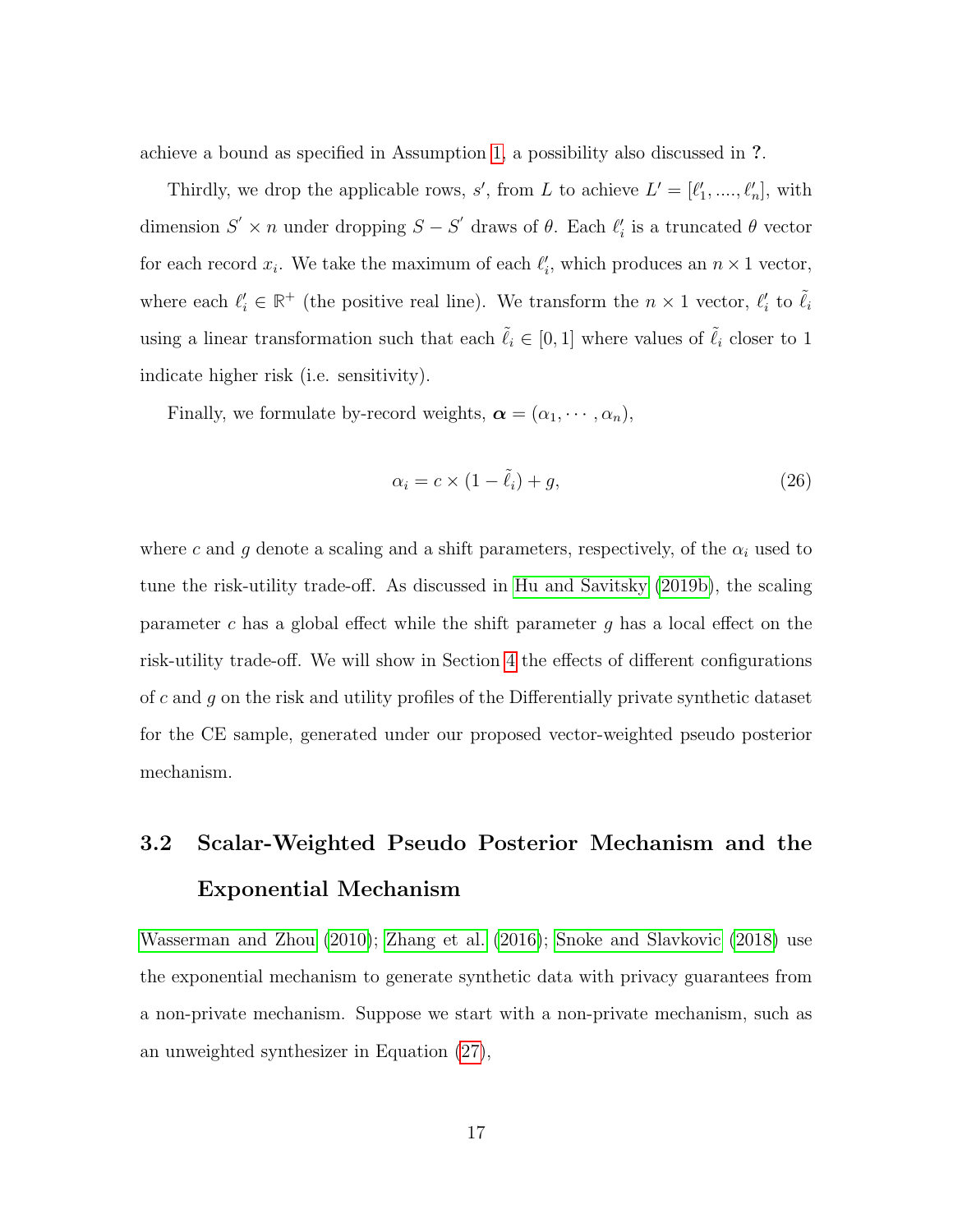achieve a bound as specified in Assumption 1, a possibility also discussed in **?**.

Thirdly, we drop the applicable rows, $s'$, from $L$ to achieve $L' = [\ell'_1, ...., \ell'_n]$, with dimension $S' \times n$ under dropping $S - S'$ draws of $\theta$. Each $\ell'_i$ is a truncated $\theta$ vector for each record $x_i$. We take the maximum of each $\ell'_i$, which produces an $n \times 1$ vector, where each $\ell'_i \in \mathbb{R}^+$ (the positive real line). We transform the $n \times 1$ vector, $\ell'_i$ to $\tilde{\ell}_i$ using a linear transformation such that each $\tilde{\ell}_i \in [0, 1]$ where values of $\tilde{\ell}_i$ closer to 1 indicate higher risk (i.e. sensitivity).

Finally, we formulate by-record weights, $\boldsymbol{\alpha} = (\alpha_1, \cdots, \alpha_n)$,

$$\alpha_i = c \times (1 - \tilde{\ell}_i) + g, \tag{26}$$

where $c$ and $g$ denote a scaling and a shift parameters, respectively, of the $\alpha_i$ used to tune the risk-utility trade-off. As discussed in Hu and Savitsky (2019b), the scaling parameter $c$ has a global effect while the shift parameter $g$ has a local effect on the risk-utility trade-off. We will show in Section 4 the effects of different configurations of $c$ and $g$ on the risk and utility profiles of the Differentially private synthetic dataset for the CE sample, generated under our proposed vector-weighted pseudo posterior mechanism.

## 3.2 Scalar-Weighted Pseudo Posterior Mechanism and the Exponential Mechanism

Wasserman and Zhou (2010); Zhang et al. (2016); Snoke and Slavkovic (2018) use the exponential mechanism to generate synthetic data with privacy guarantees from a non-private mechanism. Suppose we start with a non-private mechanism, such as an unweighted synthesizer in Equation (27),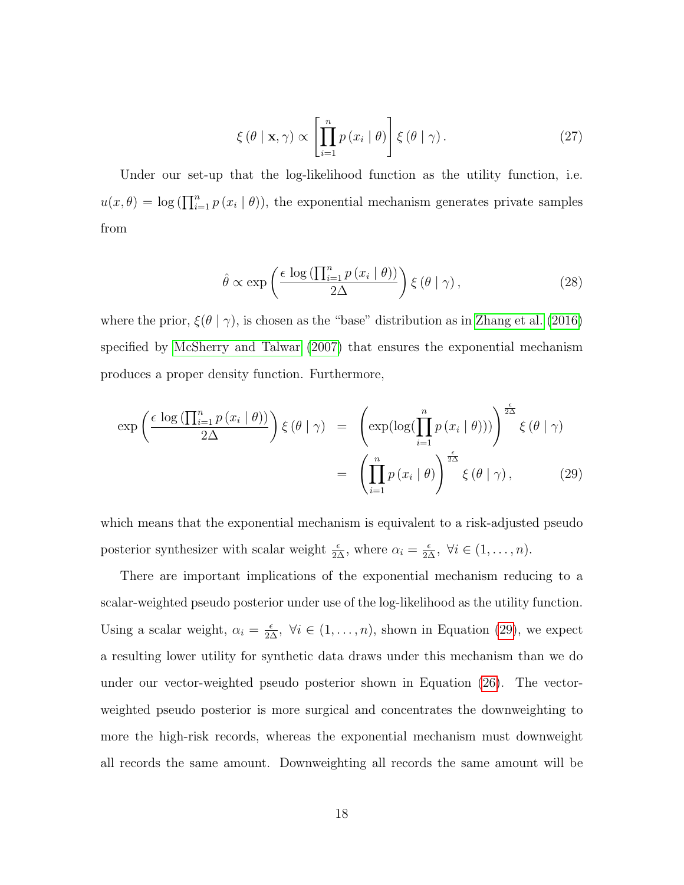$$\xi(\theta \mid \mathbf{x}, \gamma) \propto \left[\prod_{i=1}^{n} p(x_i \mid \theta)\right] \xi(\theta \mid \gamma). \tag{27}$$

Under our set-up that the log-likelihood function as the utility function, i.e. $u(x, \theta) = \log\left(\prod_{i=1}^{n} p(x_i \mid \theta)\right)$, the exponential mechanism generates private samples from

$$\hat{\theta} \propto \exp\left(\frac{\epsilon \log\left(\prod_{i=1}^{n} p(x_i \mid \theta)\right)}{2\Delta}\right) \xi(\theta \mid \gamma), \tag{28}$$

where the prior, $\xi(\theta \mid \gamma)$, is chosen as the "base" distribution as in Zhang et al. (2016) specified by McSherry and Talwar (2007) that ensures the exponential mechanism produces a proper density function. Furthermore,

$$\begin{aligned}
\exp\left(\frac{\epsilon \log\left(\prod_{i=1}^{n} p(x_i \mid \theta)\right)}{2\Delta}\right) \xi(\theta \mid \gamma) &= \left(\exp(\log(\prod_{i=1}^{n} p(x_i \mid \theta)))\right)^{\frac{\epsilon}{2\Delta}} \xi(\theta \mid \gamma) \\
&= \left(\prod_{i=1}^{n} p(x_i \mid \theta)\right)^{\frac{\epsilon}{2\Delta}} \xi(\theta \mid \gamma),
\end{aligned} \tag{29}$$

which means that the exponential mechanism is equivalent to a risk-adjusted pseudo posterior synthesizer with scalar weight $\frac{\epsilon}{2\Delta}$, where $\alpha_i = \frac{\epsilon}{2\Delta},\ \forall i \in (1, \ldots, n)$.

There are important implications of the exponential mechanism reducing to a scalar-weighted pseudo posterior under use of the log-likelihood as the utility function. Using a scalar weight, $\alpha_i = \frac{\epsilon}{2\Delta},\ \forall i \in (1, \ldots, n)$, shown in Equation (29), we expect a resulting lower utility for synthetic data draws under this mechanism than we do under our vector-weighted pseudo posterior shown in Equation (26). The vector-weighted pseudo posterior is more surgical and concentrates the downweighting to more the high-risk records, whereas the exponential mechanism must downweight all records the same amount. Downweighting all records the same amount will be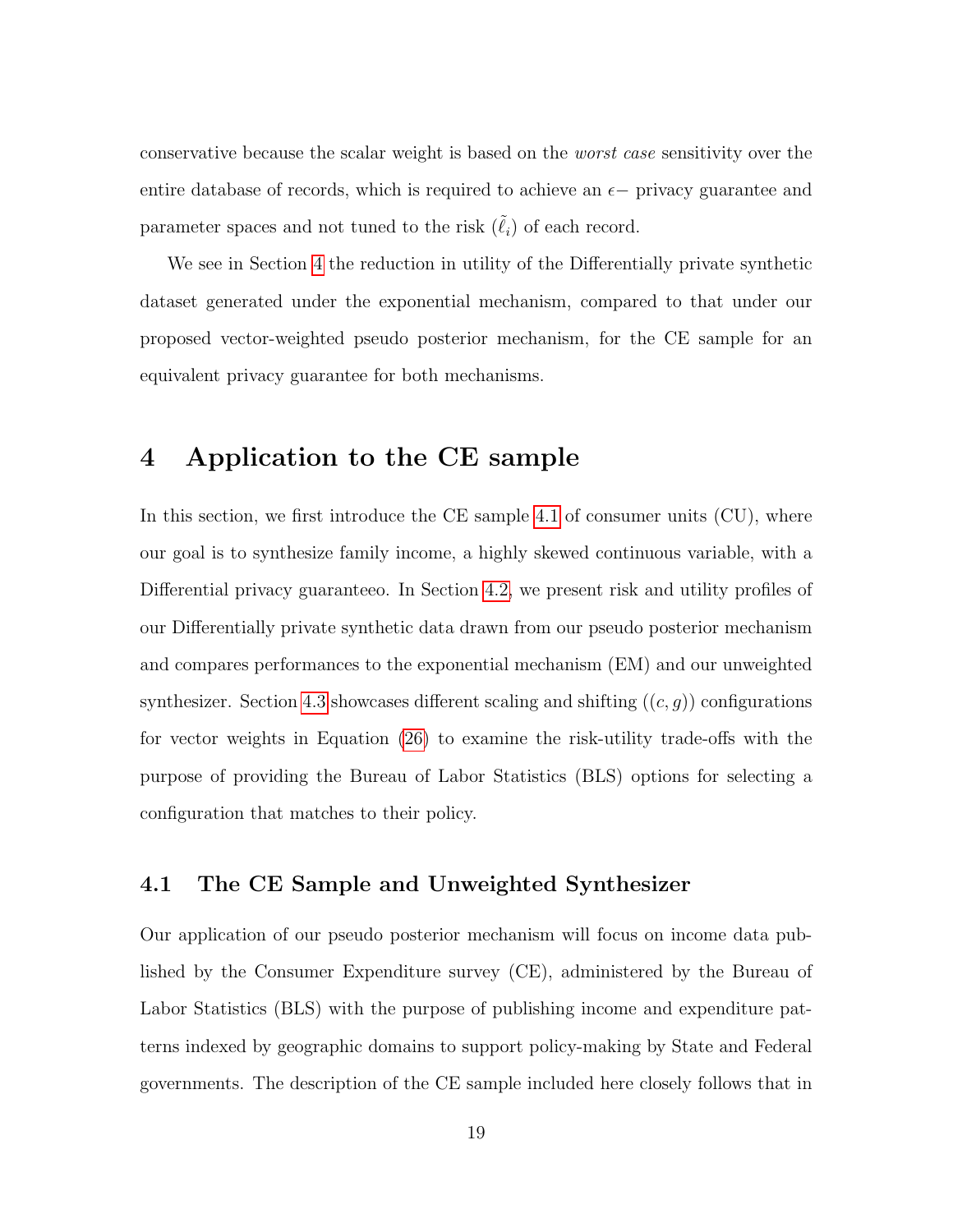conservative because the scalar weight is based on the *worst case* sensitivity over the entire database of records, which is required to achieve an $\epsilon-$ privacy guarantee and parameter spaces and not tuned to the risk ($\tilde{\ell}_i$) of each record.

We see in Section 4 the reduction in utility of the Differentially private synthetic dataset generated under the exponential mechanism, compared to that under our proposed vector-weighted pseudo posterior mechanism, for the CE sample for an equivalent privacy guarantee for both mechanisms.

# 4 Application to the CE sample

In this section, we first introduce the CE sample 4.1 of consumer units (CU), where our goal is to synthesize family income, a highly skewed continuous variable, with a Differential privacy guaranteeo. In Section 4.2, we present risk and utility profiles of our Differentially private synthetic data drawn from our pseudo posterior mechanism and compares performances to the exponential mechanism (EM) and our unweighted synthesizer. Section 4.3 showcases different scaling and shifting ($(c, g)$) configurations for vector weights in Equation (26) to examine the risk-utility trade-offs with the purpose of providing the Bureau of Labor Statistics (BLS) options for selecting a configuration that matches to their policy.

## 4.1 The CE Sample and Unweighted Synthesizer

Our application of our pseudo posterior mechanism will focus on income data published by the Consumer Expenditure survey (CE), administered by the Bureau of Labor Statistics (BLS) with the purpose of publishing income and expenditure patterns indexed by geographic domains to support policy-making by State and Federal governments. The description of the CE sample included here closely follows that in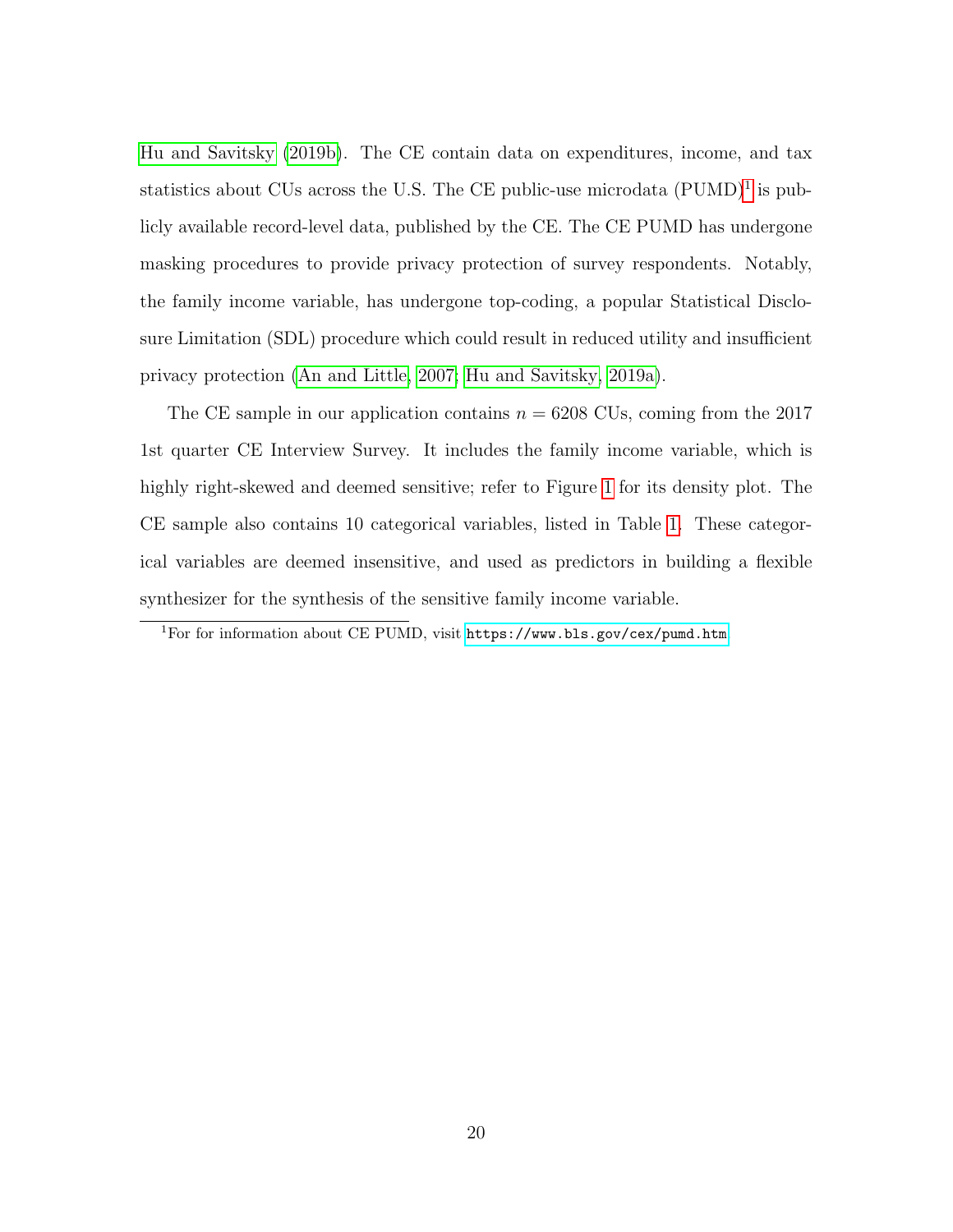Hu and Savitsky (2019b). The CE contain data on expenditures, income, and tax statistics about CUs across the U.S. The CE public-use microdata (PUMD)[1] is publicly available record-level data, published by the CE. The CE PUMD has undergone masking procedures to provide privacy protection of survey respondents. Notably, the family income variable, has undergone top-coding, a popular Statistical Disclosure Limitation (SDL) procedure which could result in reduced utility and insufficient privacy protection (An and Little, 2007; Hu and Savitsky, 2019a).

The CE sample in our application contains $n = 6208$ CUs, coming from the 2017 1st quarter CE Interview Survey. It includes the family income variable, which is highly right-skewed and deemed sensitive; refer to Figure 1 for its density plot. The CE sample also contains 10 categorical variables, listed in Table 1. These categorical variables are deemed insensitive, and used as predictors in building a flexible synthesizer for the synthesis of the sensitive family income variable.

[1] For for information about CE PUMD, visit https://www.bls.gov/cex/pumd.htm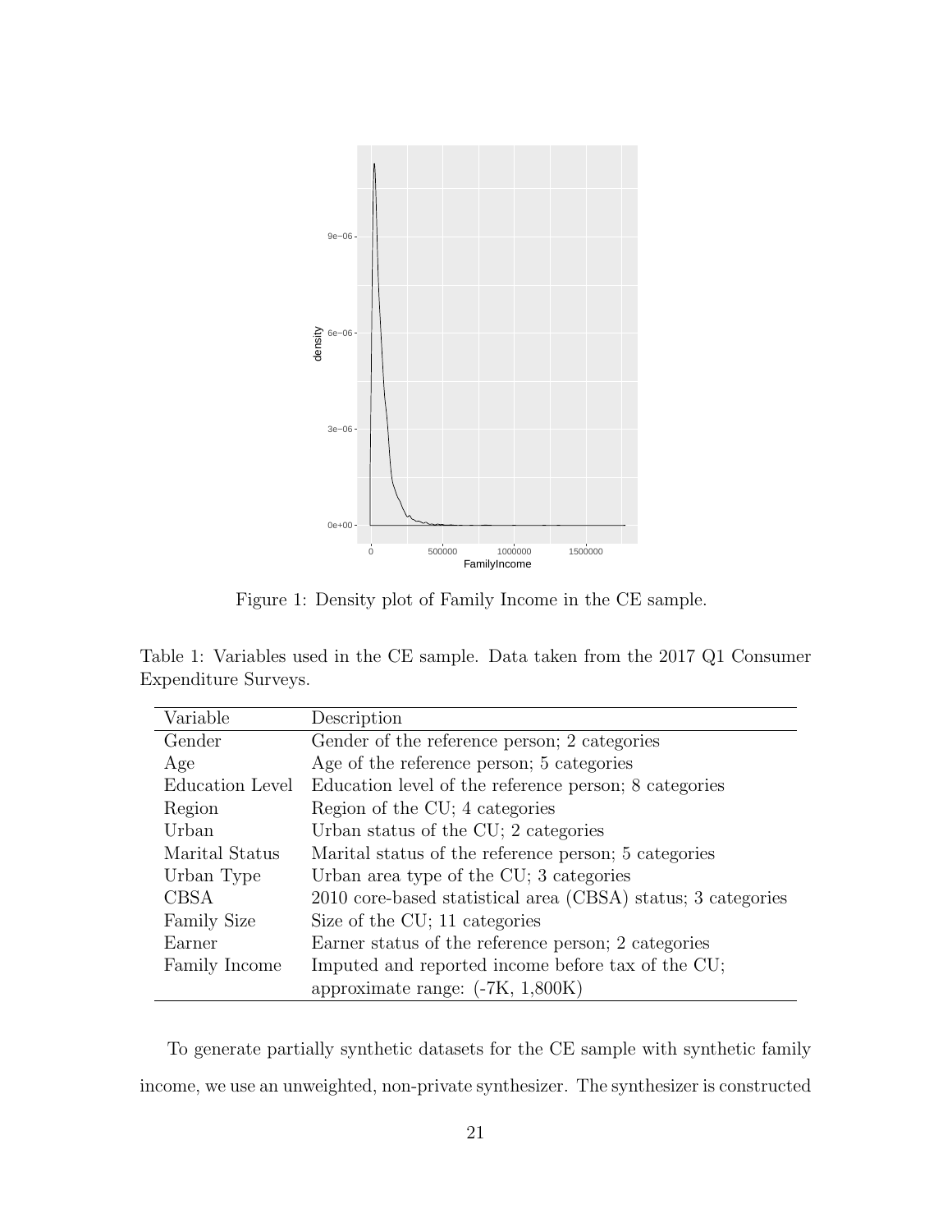Figure 1: Density plot of Family Income in the CE sample.

Table 1: Variables used in the CE sample. Data taken from the 2017 Q1 Consumer Expenditure Surveys.

| Variable | Description |
|---|---|
| Gender | Gender of the reference person; 2 categories |
| Age | Age of the reference person; 5 categories |
| Education Level | Education level of the reference person; 8 categories |
| Region | Region of the CU; 4 categories |
| Urban | Urban status of the CU; 2 categories |
| Marital Status | Marital status of the reference person; 5 categories |
| Urban Type | Urban area type of the CU; 3 categories |
| CBSA | 2010 core-based statistical area (CBSA) status; 3 categories |
| Family Size | Size of the CU; 11 categories |
| Earner | Earner status of the reference person; 2 categories |
| Family Income | Imputed and reported income before tax of the CU; approximate range: (-7K, 1,800K) |

To generate partially synthetic datasets for the CE sample with synthetic family income, we use an unweighted, non-private synthesizer. The synthesizer is constructed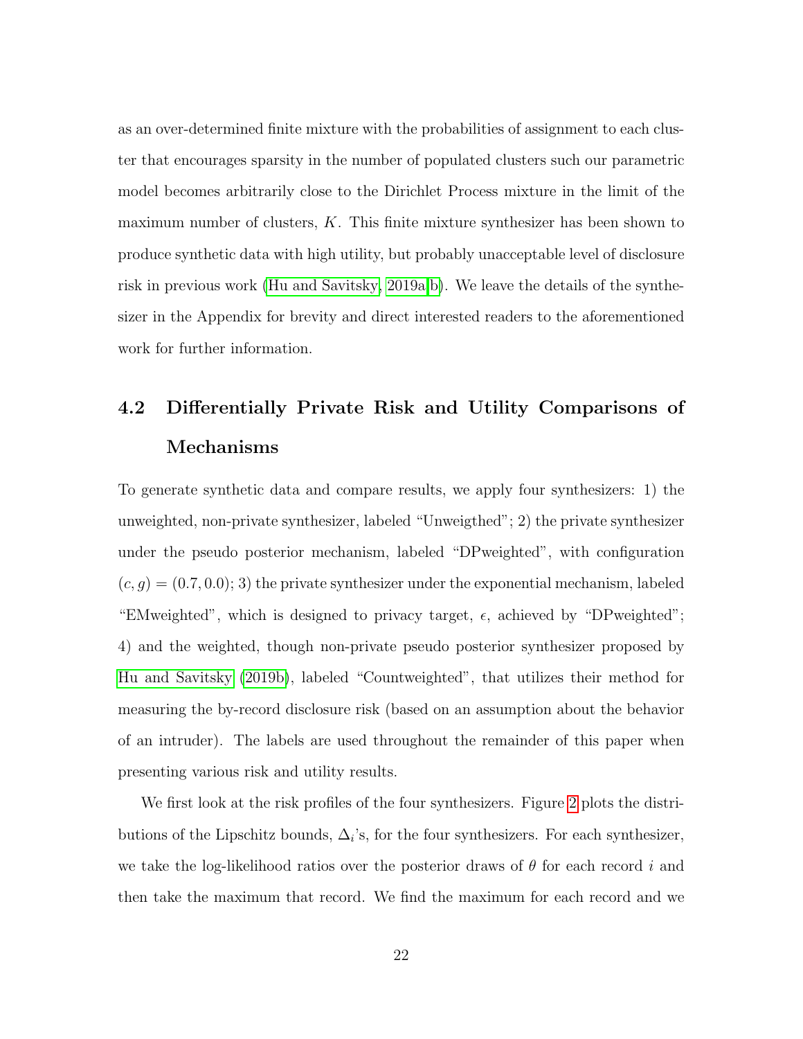as an over-determined finite mixture with the probabilities of assignment to each cluster that encourages sparsity in the number of populated clusters such our parametric model becomes arbitrarily close to the Dirichlet Process mixture in the limit of the maximum number of clusters, $K$. This finite mixture synthesizer has been shown to produce synthetic data with high utility, but probably unacceptable level of disclosure risk in previous work (Hu and Savitsky, 2019a,b). We leave the details of the synthesizer in the Appendix for brevity and direct interested readers to the aforementioned work for further information.

## 4.2 Differentially Private Risk and Utility Comparisons of Mechanisms

To generate synthetic data and compare results, we apply four synthesizers: 1) the unweighted, non-private synthesizer, labeled "Unweigthed"; 2) the private synthesizer under the pseudo posterior mechanism, labeled "DPweighted", with configuration $(c, g) = (0.7, 0.0)$; 3) the private synthesizer under the exponential mechanism, labeled "EMweighted", which is designed to privacy target, $\epsilon$, achieved by "DPweighted"; 4) and the weighted, though non-private pseudo posterior synthesizer proposed by Hu and Savitsky (2019b), labeled "Countweighted", that utilizes their method for measuring the by-record disclosure risk (based on an assumption about the behavior of an intruder). The labels are used throughout the remainder of this paper when presenting various risk and utility results.

We first look at the risk profiles of the four synthesizers. Figure 2 plots the distributions of the Lipschitz bounds, $\Delta_i$'s, for the four synthesizers. For each synthesizer, we take the log-likelihood ratios over the posterior draws of $\theta$ for each record $i$ and then take the maximum that record. We find the maximum for each record and we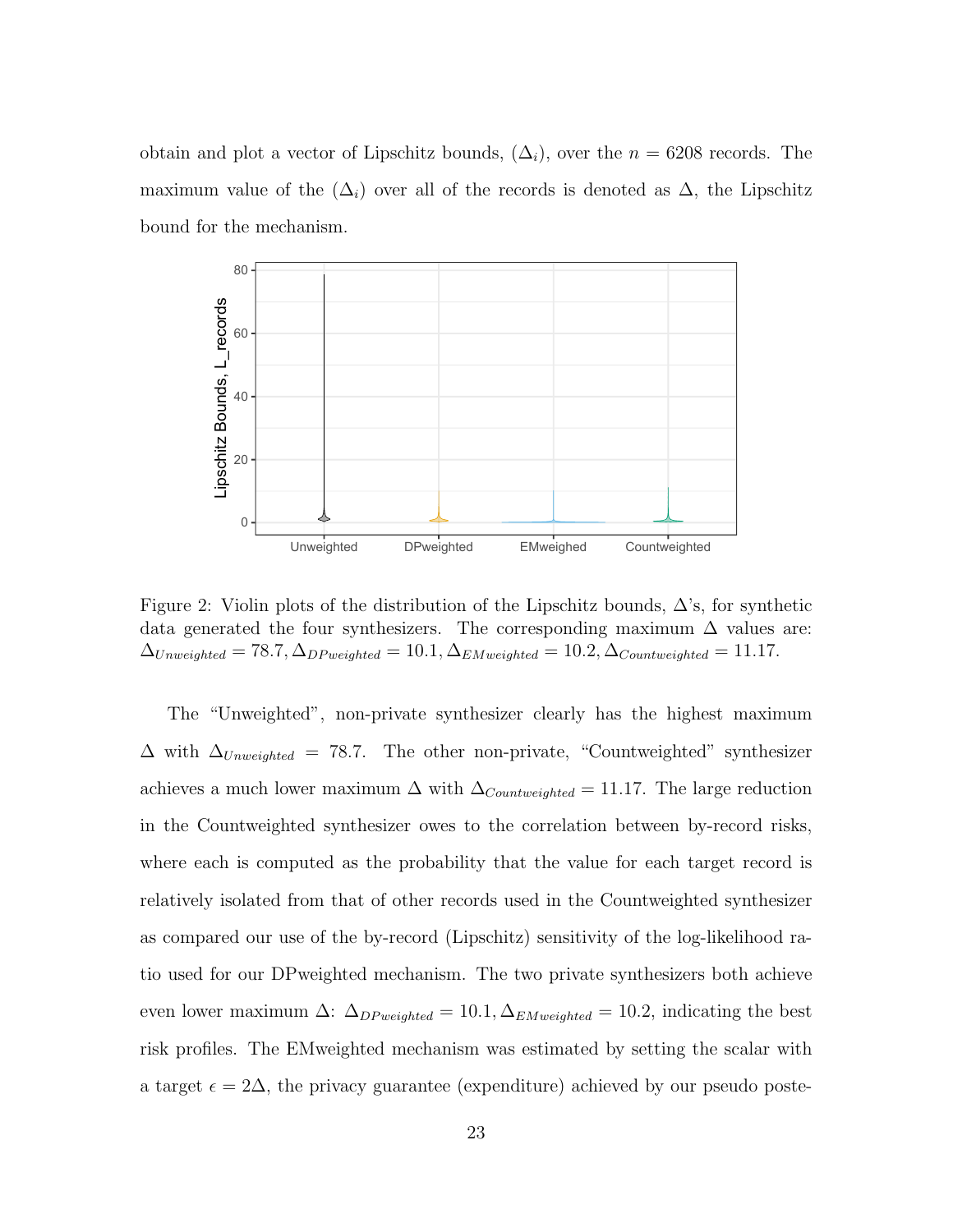obtain and plot a vector of Lipschitz bounds, $(\Delta_i)$, over the $n = 6208$ records. The maximum value of the $(\Delta_i)$ over all of the records is denoted as $\Delta$, the Lipschitz bound for the mechanism.

Figure 2: Violin plots of the distribution of the Lipschitz bounds, $\Delta$'s, for synthetic data generated the four synthesizers. The corresponding maximum $\Delta$ values are: $\Delta_{Unweighted} = 78.7, \Delta_{DPweighted} = 10.1, \Delta_{EMweighted} = 10.2, \Delta_{Countweighted} = 11.17$.

The "Unweighted", non-private synthesizer clearly has the highest maximum $\Delta$ with $\Delta_{Unweighted} = 78.7$. The other non-private, "Countweighted" synthesizer achieves a much lower maximum $\Delta$ with $\Delta_{Countweighted} = 11.17$. The large reduction in the Countweighted synthesizer owes to the correlation between by-record risks, where each is computed as the probability that the value for each target record is relatively isolated from that of other records used in the Countweighted synthesizer as compared our use of the by-record (Lipschitz) sensitivity of the log-likelihood ratio used for our DPweighted mechanism. The two private synthesizers both achieve even lower maximum $\Delta$: $\Delta_{DPweighted} = 10.1, \Delta_{EMweighted} = 10.2$, indicating the best risk profiles. The EMweighted mechanism was estimated by setting the scalar with a target $\epsilon = 2\Delta$, the privacy guarantee (expenditure) achieved by our pseudo poste-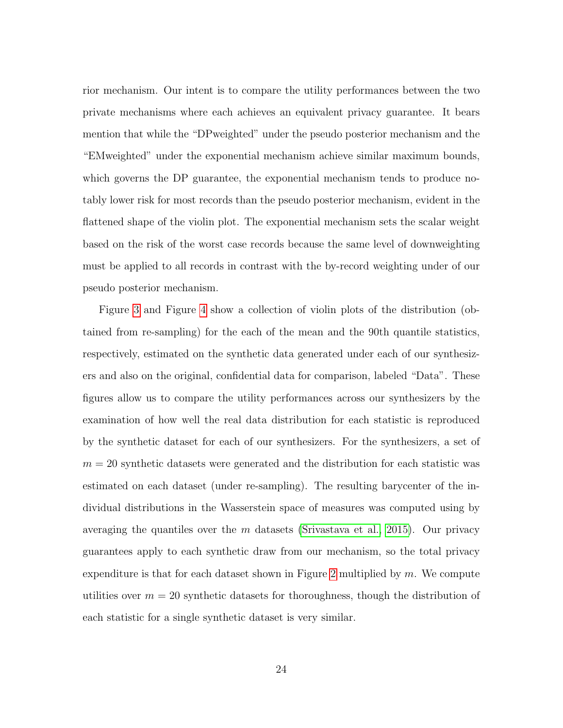rior mechanism. Our intent is to compare the utility performances between the two private mechanisms where each achieves an equivalent privacy guarantee. It bears mention that while the "DPweighted" under the pseudo posterior mechanism and the "EMweighted" under the exponential mechanism achieve similar maximum bounds, which governs the DP guarantee, the exponential mechanism tends to produce notably lower risk for most records than the pseudo posterior mechanism, evident in the flattened shape of the violin plot. The exponential mechanism sets the scalar weight based on the risk of the worst case records because the same level of downweighting must be applied to all records in contrast with the by-record weighting under of our pseudo posterior mechanism.

Figure 3 and Figure 4 show a collection of violin plots of the distribution (obtained from re-sampling) for the each of the mean and the 90th quantile statistics, respectively, estimated on the synthetic data generated under each of our synthesizers and also on the original, confidential data for comparison, labeled "Data". These figures allow us to compare the utility performances across our synthesizers by the examination of how well the real data distribution for each statistic is reproduced by the synthetic dataset for each of our synthesizers. For the synthesizers, a set of $m = 20$ synthetic datasets were generated and the distribution for each statistic was estimated on each dataset (under re-sampling). The resulting barycenter of the individual distributions in the Wasserstein space of measures was computed using by averaging the quantiles over the $m$ datasets (Srivastava et al., 2015). Our privacy guarantees apply to each synthetic draw from our mechanism, so the total privacy expenditure is that for each dataset shown in Figure 2 multiplied by $m$. We compute utilities over $m = 20$ synthetic datasets for thoroughness, though the distribution of each statistic for a single synthetic dataset is very similar.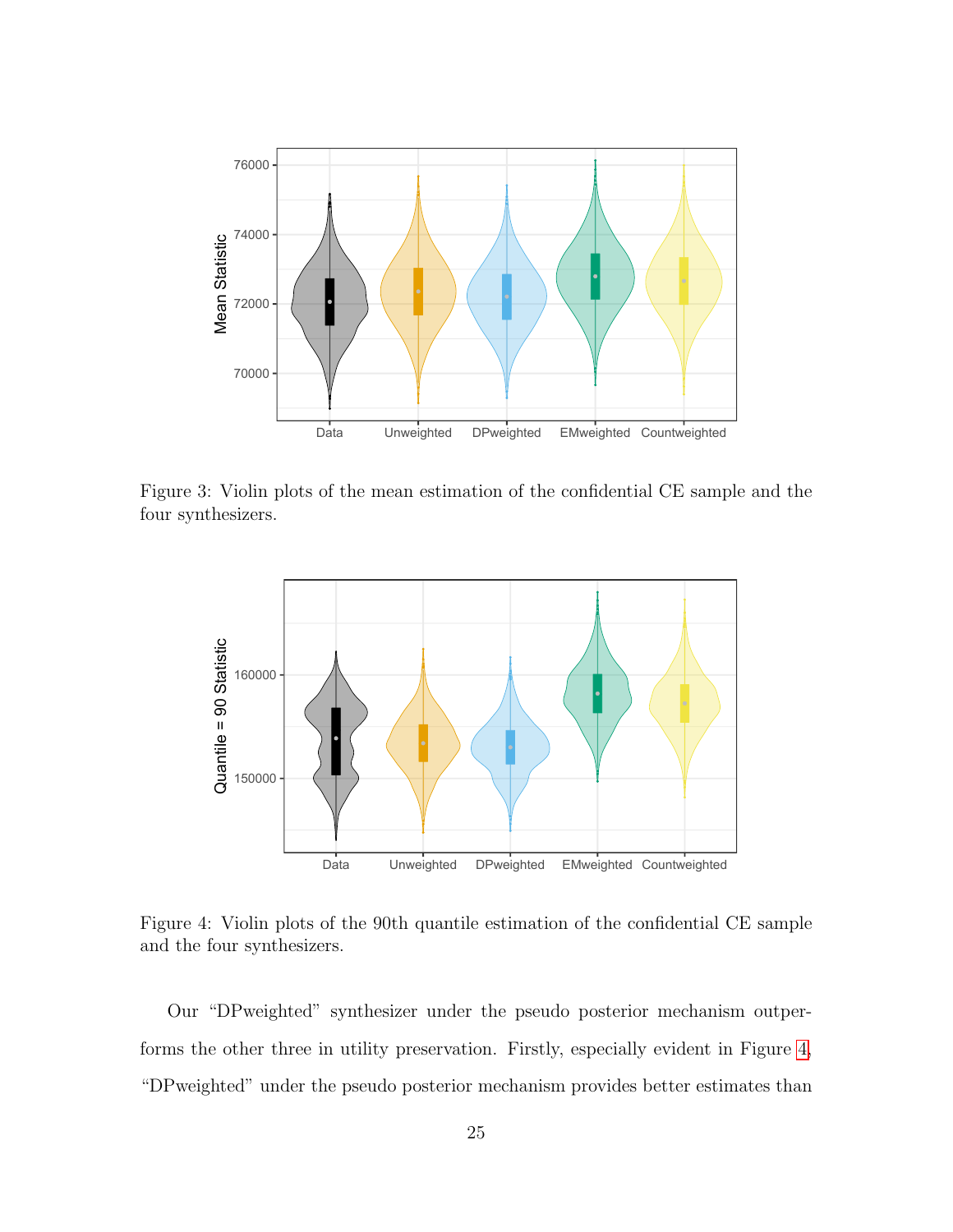Figure 3: Violin plots of the mean estimation of the confidential CE sample and the four synthesizers.

Figure 4: Violin plots of the 90th quantile estimation of the confidential CE sample and the four synthesizers.

Our "DPweighted" synthesizer under the pseudo posterior mechanism outperforms the other three in utility preservation. Firstly, especially evident in Figure 4, "DPweighted" under the pseudo posterior mechanism provides better estimates than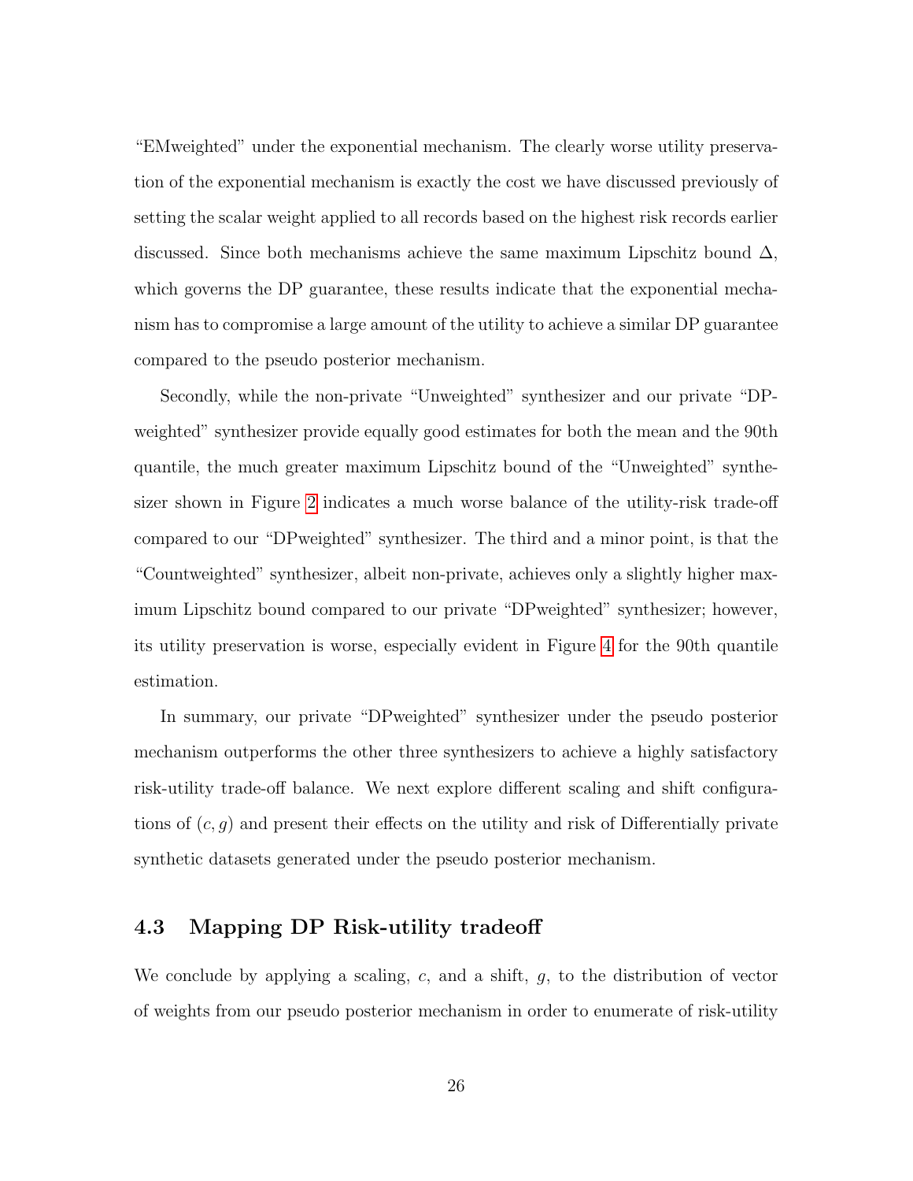“EMweighted” under the exponential mechanism. The clearly worse utility preservation of the exponential mechanism is exactly the cost we have discussed previously of setting the scalar weight applied to all records based on the highest risk records earlier discussed. Since both mechanisms achieve the same maximum Lipschitz bound $\Delta$, which governs the DP guarantee, these results indicate that the exponential mechanism has to compromise a large amount of the utility to achieve a similar DP guarantee compared to the pseudo posterior mechanism.

Secondly, while the non-private “Unweighted” synthesizer and our private “DPweighted” synthesizer provide equally good estimates for both the mean and the 90th quantile, the much greater maximum Lipschitz bound of the “Unweighted” synthesizer shown in Figure 2 indicates a much worse balance of the utility-risk trade-off compared to our “DPweighted” synthesizer. The third and a minor point, is that the “Countweighted” synthesizer, albeit non-private, achieves only a slightly higher maximum Lipschitz bound compared to our private “DPweighted” synthesizer; however, its utility preservation is worse, especially evident in Figure 4 for the 90th quantile estimation.

In summary, our private “DPweighted” synthesizer under the pseudo posterior mechanism outperforms the other three synthesizers to achieve a highly satisfactory risk-utility trade-off balance. We next explore different scaling and shift configurations of $(c, g)$ and present their effects on the utility and risk of Differentially private synthetic datasets generated under the pseudo posterior mechanism.

### 4.3 Mapping DP Risk-utility tradeoff

We conclude by applying a scaling, $c$, and a shift, $g$, to the distribution of vector of weights from our pseudo posterior mechanism in order to enumerate of risk-utility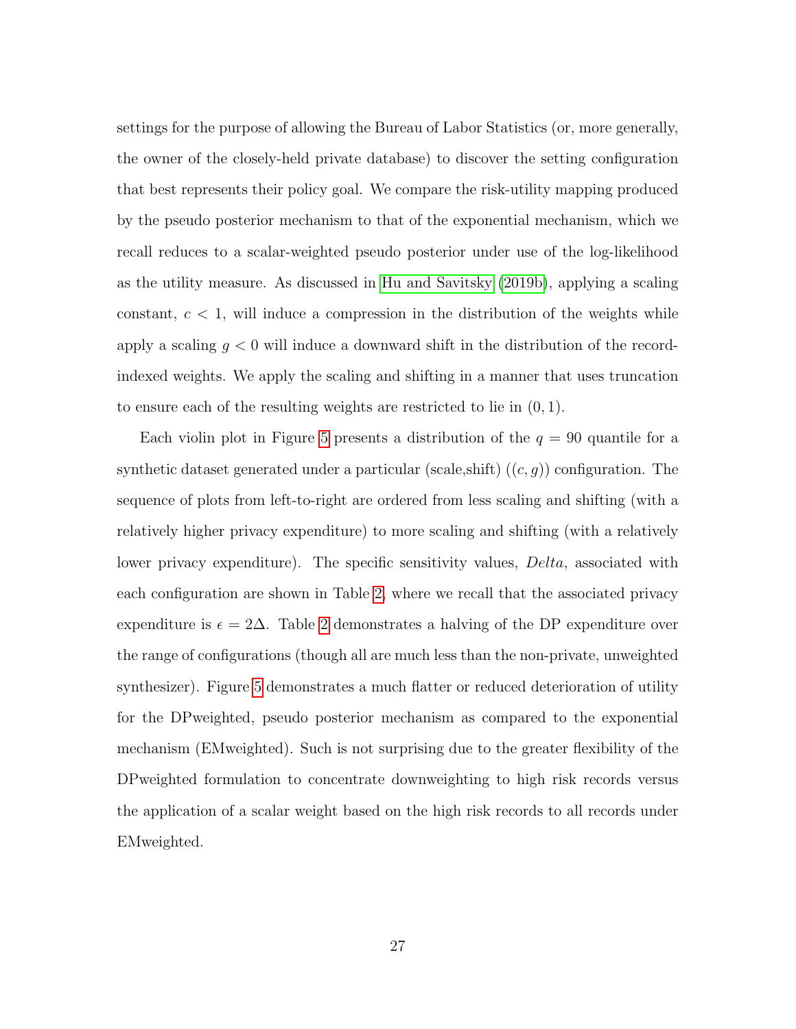settings for the purpose of allowing the Bureau of Labor Statistics (or, more generally, the owner of the closely-held private database) to discover the setting configuration that best represents their policy goal. We compare the risk-utility mapping produced by the pseudo posterior mechanism to that of the exponential mechanism, which we recall reduces to a scalar-weighted pseudo posterior under use of the log-likelihood as the utility measure. As discussed in Hu and Savitsky (2019b), applying a scaling constant, $c < 1$, will induce a compression in the distribution of the weights while apply a scaling $g < 0$ will induce a downward shift in the distribution of the record-indexed weights. We apply the scaling and shifting in a manner that uses truncation to ensure each of the resulting weights are restricted to lie in $(0, 1)$.

Each violin plot in Figure 5 presents a distribution of the $q = 90$ quantile for a synthetic dataset generated under a particular (scale,shift) ($(c, g)$) configuration. The sequence of plots from left-to-right are ordered from less scaling and shifting (with a relatively higher privacy expenditure) to more scaling and shifting (with a relatively lower privacy expenditure). The specific sensitivity values, *Delta*, associated with each configuration are shown in Table 2, where we recall that the associated privacy expenditure is $\epsilon = 2\Delta$. Table 2 demonstrates a halving of the DP expenditure over the range of configurations (though all are much less than the non-private, unweighted synthesizer). Figure 5 demonstrates a much flatter or reduced deterioration of utility for the DPweighted, pseudo posterior mechanism as compared to the exponential mechanism (EMweighted). Such is not surprising due to the greater flexibility of the DPweighted formulation to concentrate downweighting to high risk records versus the application of a scalar weight based on the high risk records to all records under EMweighted.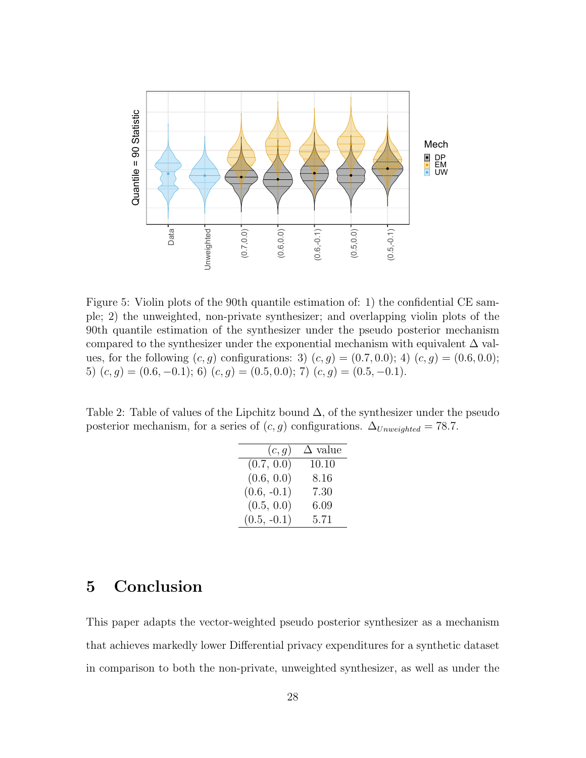Figure 5: Violin plots of the 90th quantile estimation of: 1) the confidential CE sample; 2) the unweighted, non-private synthesizer; and overlapping violin plots of the 90th quantile estimation of the synthesizer under the pseudo posterior mechanism compared to the synthesizer under the exponential mechanism with equivalent $\Delta$ values, for the following $(c, g)$ configurations: 3) $(c, g) = (0.7, 0.0)$; 4) $(c, g) = (0.6, 0.0)$; 5) $(c, g) = (0.6, -0.1)$; 6) $(c, g) = (0.5, 0.0)$; 7) $(c, g) = (0.5, -0.1)$.

Table 2: Table of values of the Lipchitz bound $\Delta$, of the synthesizer under the pseudo posterior mechanism, for a series of $(c, g)$ configurations. $\Delta_{Unweighted} = 78.7$.

| $(c, g)$ | $\Delta$ value |
|---|---|
| (0.7, 0.0) | 10.10 |
| (0.6, 0.0) | 8.16 |
| (0.6, -0.1) | 7.30 |
| (0.5, 0.0) | 6.09 |
| (0.5, -0.1) | 5.71 |

# 5 Conclusion

This paper adapts the vector-weighted pseudo posterior synthesizer as a mechanism that achieves markedly lower Differential privacy expenditures for a synthetic dataset in comparison to both the non-private, unweighted synthesizer, as well as under the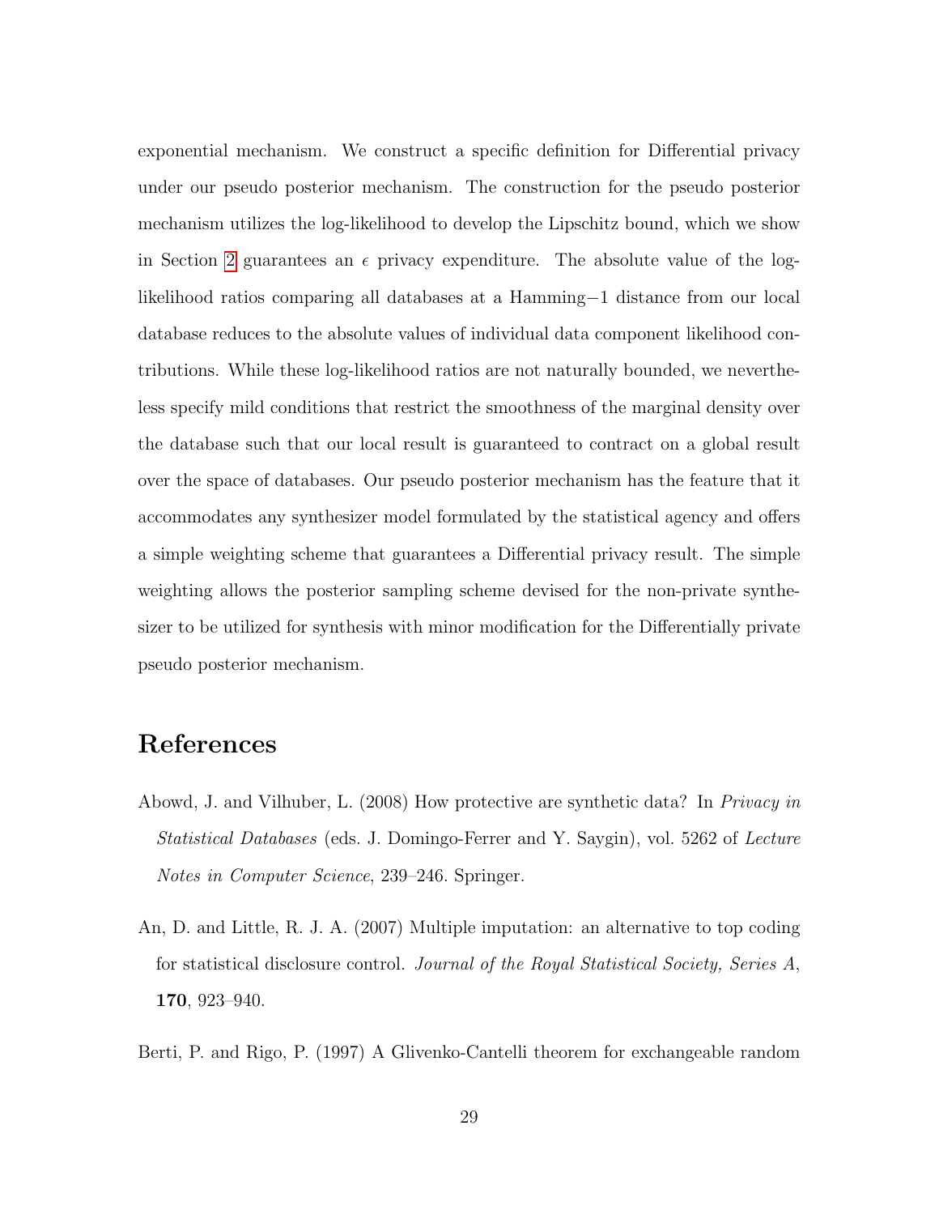exponential mechanism. We construct a specific definition for Differential privacy under our pseudo posterior mechanism. The construction for the pseudo posterior mechanism utilizes the log-likelihood to develop the Lipschitz bound, which we show in Section 2 guarantees an $\epsilon$ privacy expenditure. The absolute value of the log-likelihood ratios comparing all databases at a Hamming$-1$ distance from our local database reduces to the absolute values of individual data component likelihood contributions. While these log-likelihood ratios are not naturally bounded, we nevertheless specify mild conditions that restrict the smoothness of the marginal density over the database such that our local result is guaranteed to contract on a global result over the space of databases. Our pseudo posterior mechanism has the feature that it accommodates any synthesizer model formulated by the statistical agency and offers a simple weighting scheme that guarantees a Differential privacy result. The simple weighting allows the posterior sampling scheme devised for the non-private synthesizer to be utilized for synthesis with minor modification for the Differentially private pseudo posterior mechanism.

# References

Abowd, J. and Vilhuber, L. (2008) How protective are synthetic data? In *Privacy in Statistical Databases* (eds. J. Domingo-Ferrer and Y. Saygin), vol. 5262 of *Lecture Notes in Computer Science*, 239–246. Springer.

An, D. and Little, R. J. A. (2007) Multiple imputation: an alternative to top coding for statistical disclosure control. *Journal of the Royal Statistical Society, Series A*, **170**, 923–940.

Berti, P. and Rigo, P. (1997) A Glivenko-Cantelli theorem for exchangeable random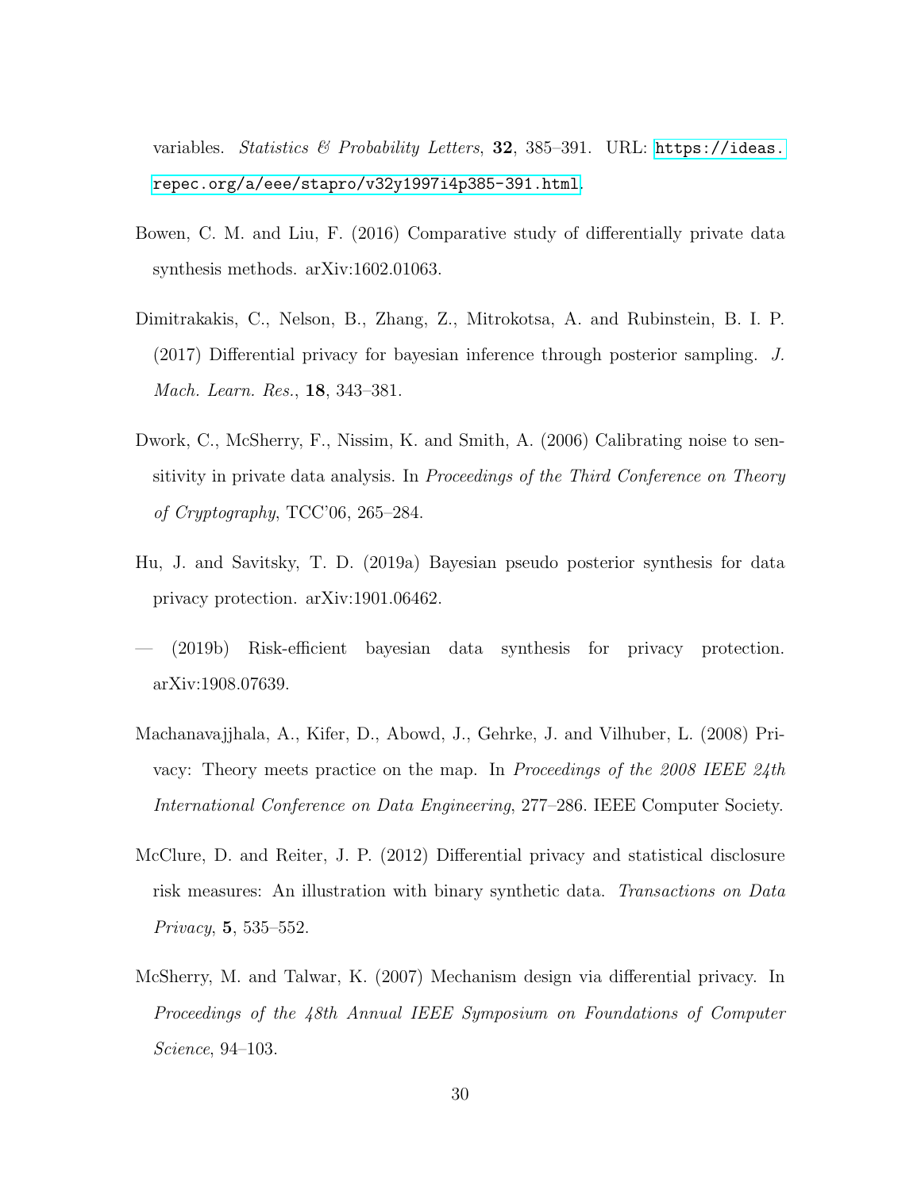variables. *Statistics & Probability Letters*, **32**, 385–391. URL: https://ideas.repec.org/a/eee/stapro/v32y1997i4p385-391.html.

Bowen, C. M. and Liu, F. (2016) Comparative study of differentially private data synthesis methods. arXiv:1602.01063.

Dimitrakakis, C., Nelson, B., Zhang, Z., Mitrokotsa, A. and Rubinstein, B. I. P. (2017) Differential privacy for bayesian inference through posterior sampling. *J. Mach. Learn. Res.*, **18**, 343–381.

Dwork, C., McSherry, F., Nissim, K. and Smith, A. (2006) Calibrating noise to sensitivity in private data analysis. In *Proceedings of the Third Conference on Theory of Cryptography*, TCC'06, 265–284.

Hu, J. and Savitsky, T. D. (2019a) Bayesian pseudo posterior synthesis for data privacy protection. arXiv:1901.06462.

— (2019b) Risk-efficient bayesian data synthesis for privacy protection. arXiv:1908.07639.

Machanavajjhala, A., Kifer, D., Abowd, J., Gehrke, J. and Vilhuber, L. (2008) Privacy: Theory meets practice on the map. In *Proceedings of the 2008 IEEE 24th International Conference on Data Engineering*, 277–286. IEEE Computer Society.

McClure, D. and Reiter, J. P. (2012) Differential privacy and statistical disclosure risk measures: An illustration with binary synthetic data. *Transactions on Data Privacy*, **5**, 535–552.

McSherry, M. and Talwar, K. (2007) Mechanism design via differential privacy. In *Proceedings of the 48th Annual IEEE Symposium on Foundations of Computer Science*, 94–103.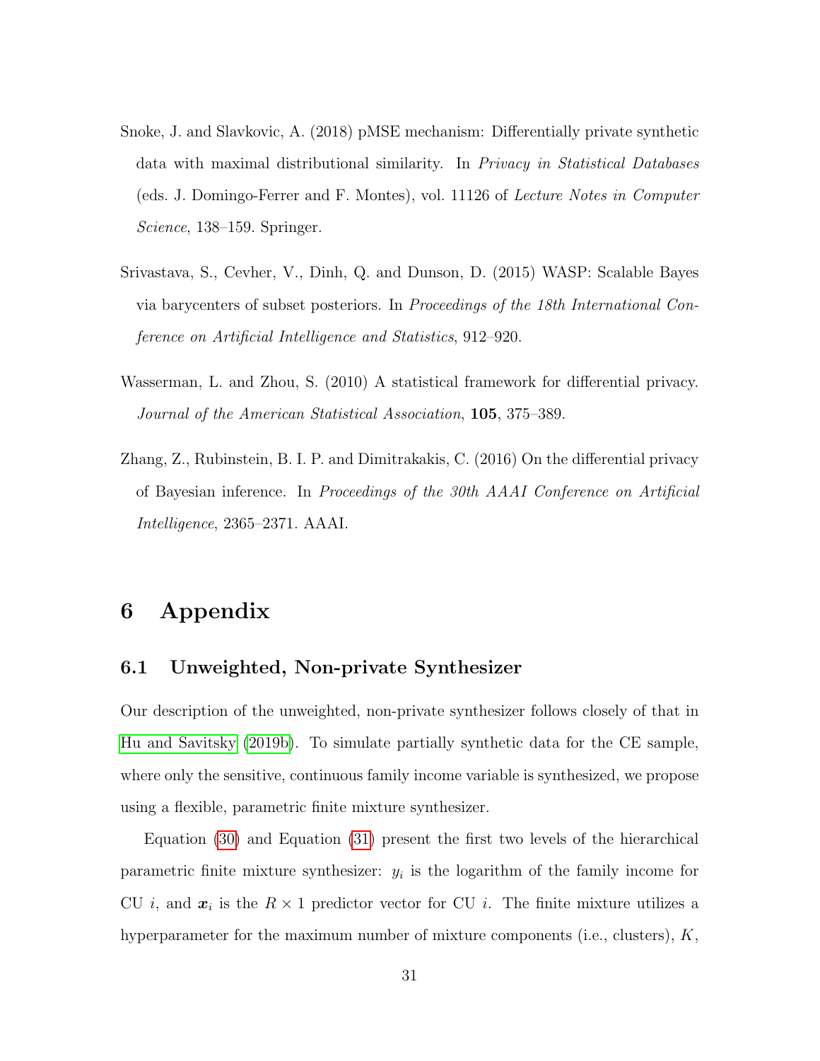Snoke, J. and Slavkovic, A. (2018) pMSE mechanism: Differentially private synthetic data with maximal distributional similarity. In *Privacy in Statistical Databases* (eds. J. Domingo-Ferrer and F. Montes), vol. 11126 of *Lecture Notes in Computer Science*, 138–159. Springer.

Srivastava, S., Cevher, V., Dinh, Q. and Dunson, D. (2015) WASP: Scalable Bayes via barycenters of subset posteriors. In *Proceedings of the 18th International Conference on Artificial Intelligence and Statistics*, 912–920.

Wasserman, L. and Zhou, S. (2010) A statistical framework for differential privacy. *Journal of the American Statistical Association*, **105**, 375–389.

Zhang, Z., Rubinstein, B. I. P. and Dimitrakakis, C. (2016) On the differential privacy of Bayesian inference. In *Proceedings of the 30th AAAI Conference on Artificial Intelligence*, 2365–2371. AAAI.

# 6 Appendix

## 6.1 Unweighted, Non-private Synthesizer

Our description of the unweighted, non-private synthesizer follows closely of that in Hu and Savitsky (2019b). To simulate partially synthetic data for the CE sample, where only the sensitive, continuous family income variable is synthesized, we propose using a flexible, parametric finite mixture synthesizer.

Equation (30) and Equation (31) present the first two levels of the hierarchical parametric finite mixture synthesizer: $y_i$ is the logarithm of the family income for CU $i$, and $\boldsymbol{x}_i$ is the $R \times 1$ predictor vector for CU $i$. The finite mixture utilizes a hyperparameter for the maximum number of mixture components (i.e., clusters), $K$,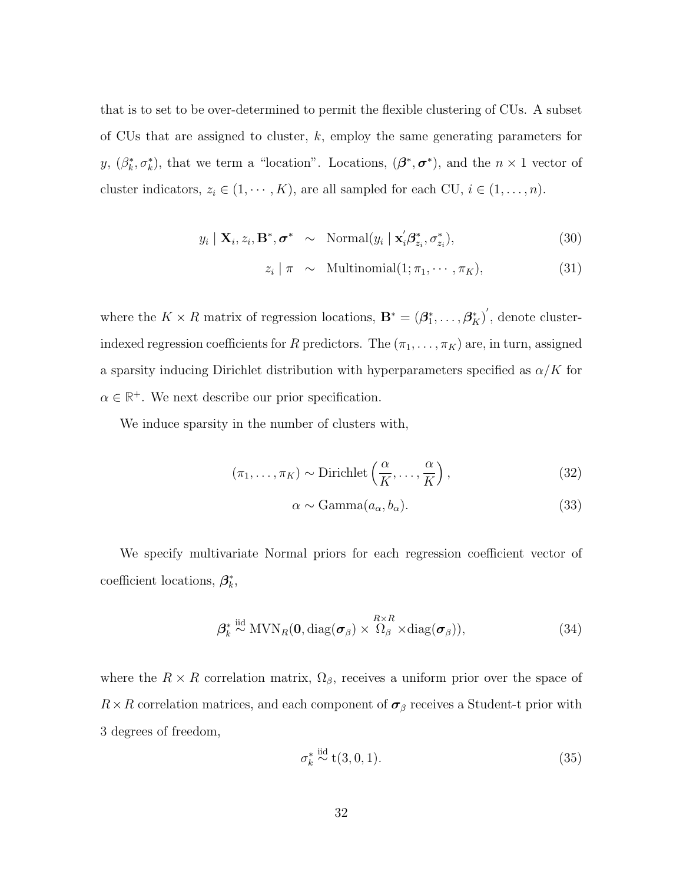that is to set to be over-determined to permit the flexible clustering of CUs. A subset of CUs that are assigned to cluster, $k$, employ the same generating parameters for $y$, $(\beta_k^*, \sigma_k^*)$, that we term a "location". Locations, $(\boldsymbol{\beta}^*, \boldsymbol{\sigma}^*)$, and the $n \times 1$ vector of cluster indicators, $z_i \in (1, \cdots, K)$, are all sampled for each CU, $i \in (1, \ldots, n)$.

$$
y_i \mid \mathbf{X}_i, z_i, \mathbf{B}^*, \boldsymbol{\sigma}^* \sim \text{Normal}(y_i \mid \mathbf{x}_i' \boldsymbol{\beta}_{z_i}^*, \sigma_{z_i}^*), \tag{30}
$$

$$
z_i \mid \pi \sim \text{Multinomial}(1; \pi_1, \cdots, \pi_K), \tag{31}
$$

where the $K \times R$ matrix of regression locations, $\mathbf{B}^* = (\boldsymbol{\beta}_1^*, \ldots, \boldsymbol{\beta}_K^*)'$, denote cluster-indexed regression coefficients for $R$ predictors. The $(\pi_1, \ldots, \pi_K)$ are, in turn, assigned a sparsity inducing Dirichlet distribution with hyperparameters specified as $\alpha/K$ for $\alpha \in \mathbb{R}^+$. We next describe our prior specification.

We induce sparsity in the number of clusters with,

$$
(\pi_1, \ldots, \pi_K) \sim \text{Dirichlet}\left(\frac{\alpha}{K}, \ldots, \frac{\alpha}{K}\right), \tag{32}
$$

$$
\alpha \sim \text{Gamma}(a_\alpha, b_\alpha). \tag{33}
$$

We specify multivariate Normal priors for each regression coefficient vector of coefficient locations, $\boldsymbol{\beta}_k^*$,

$$
\boldsymbol{\beta}_k^* \overset{\text{iid}}{\sim} \text{MVN}_R(\mathbf{0}, \text{diag}(\boldsymbol{\sigma}_\beta) \times \overset{R \times R}{\Omega_\beta} \times \text{diag}(\boldsymbol{\sigma}_\beta)), \tag{34}
$$

where the $R \times R$ correlation matrix, $\Omega_\beta$, receives a uniform prior over the space of $R \times R$ correlation matrices, and each component of $\boldsymbol{\sigma}_\beta$ receives a Student-t prior with 3 degrees of freedom,

$$
\sigma_k^* \overset{\text{iid}}{\sim} \text{t}(3, 0, 1). \tag{35}
$$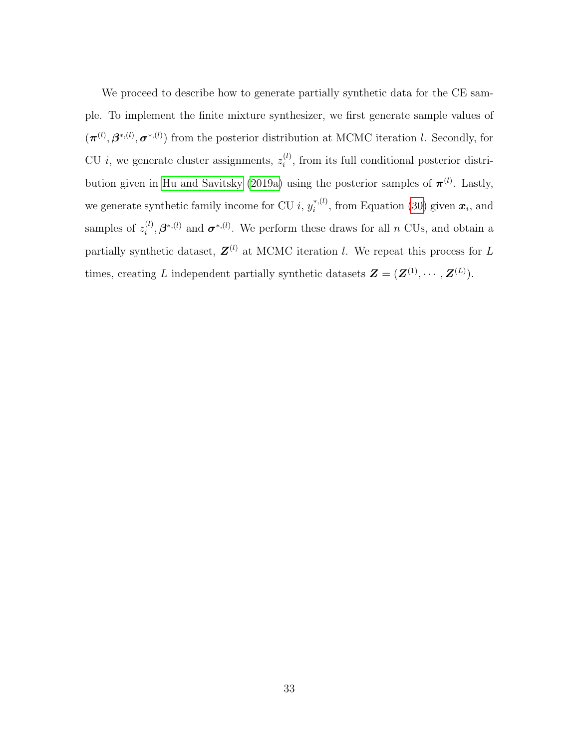We proceed to describe how to generate partially synthetic data for the CE sample. To implement the finite mixture synthesizer, we first generate sample values of $(\boldsymbol{\pi}^{(l)}, \boldsymbol{\beta}^{*,(l)}, \boldsymbol{\sigma}^{*,(l)})$ from the posterior distribution at MCMC iteration $l$. Secondly, for CU $i$, we generate cluster assignments, $z_i^{(l)}$, from its full conditional posterior distribution given in Hu and Savitsky (2019a) using the posterior samples of $\boldsymbol{\pi}^{(l)}$. Lastly, we generate synthetic family income for CU $i$, $y_i^{*,(l)}$, from Equation (30) given $\boldsymbol{x}_i$, and samples of $z_i^{(l)}, \boldsymbol{\beta}^{*,(l)}$ and $\boldsymbol{\sigma}^{*,(l)}$. We perform these draws for all $n$ CUs, and obtain a partially synthetic dataset, $\boldsymbol{Z}^{(l)}$ at MCMC iteration $l$. We repeat this process for $L$ times, creating $L$ independent partially synthetic datasets $\boldsymbol{Z} = (\boldsymbol{Z}^{(1)}, \cdots, \boldsymbol{Z}^{(L)})$.